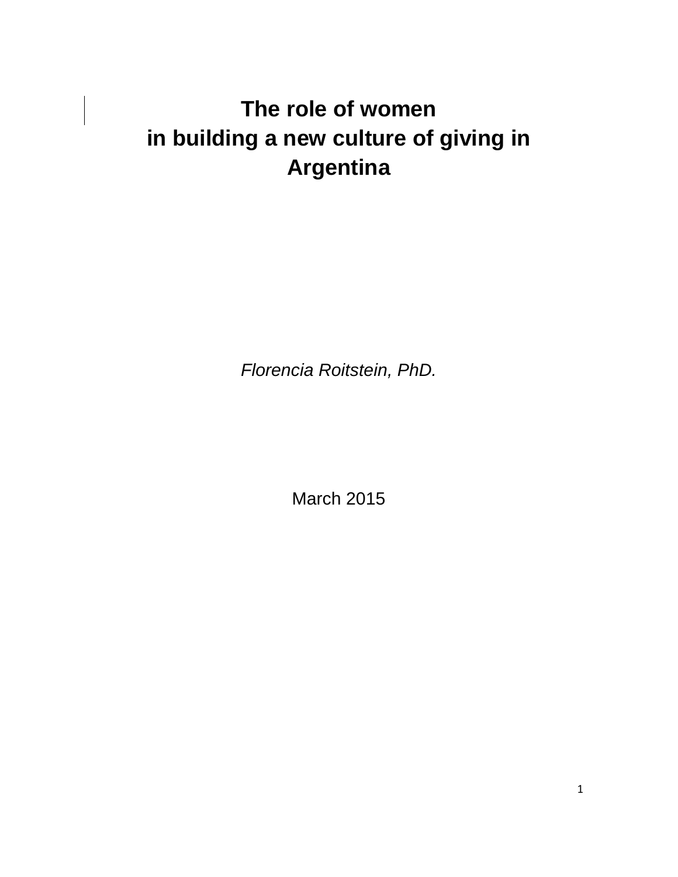# The role of women in building a new culture of giving in Argentina

*Florencia Roitstein, PhD.*

March 2015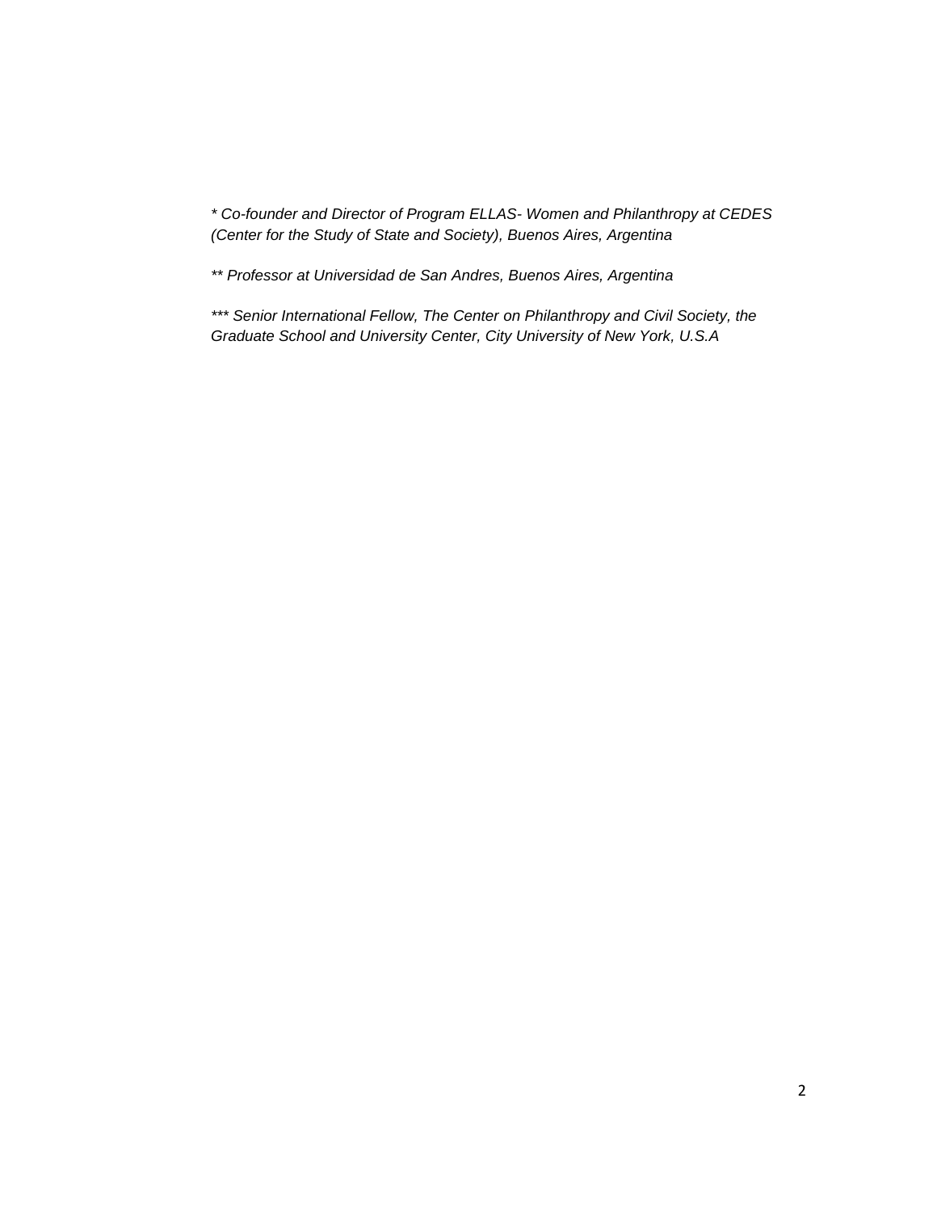*\* Co-founder and Director of Program ELLAS- Women and Philanthropy at CEDES (Center for the Study of State and Society), Buenos Aires, Argentina*

*\*\* Professor at Universidad de San Andres, Buenos Aires, Argentina*

*\*\*\* Senior International Fellow, The Center on Philanthropy and Civil Society, the Graduate School and University Center, City University of New York, U.S.A*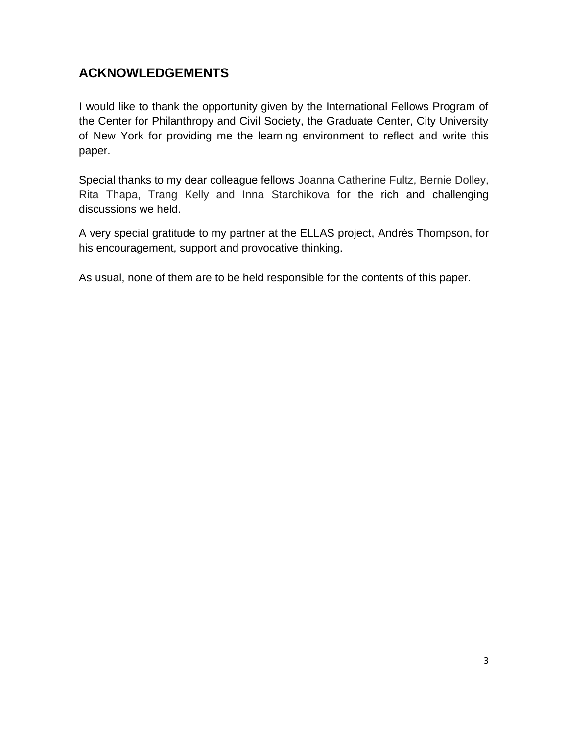## ACKNOWLEDGEMENTS

I would like to thank the opportunity given by the International Fellows Program of the Center for Philanthropy and Civil Society, the Graduate Center, City University of New York for providing me the learning environment to reflect and write this paper.

Special thanks to my dear colleague fellows Joanna Catherine Fultz, Bernie Dolley, Rita Thapa, Trang Kelly and Inna Starchikova for the rich and challenging discussions we held.

A very special gratitude to my partner at the ELLAS project, Andrés Thompson, for his encouragement, support and provocative thinking.

As usual, none of them are to be held responsible for the contents of this paper.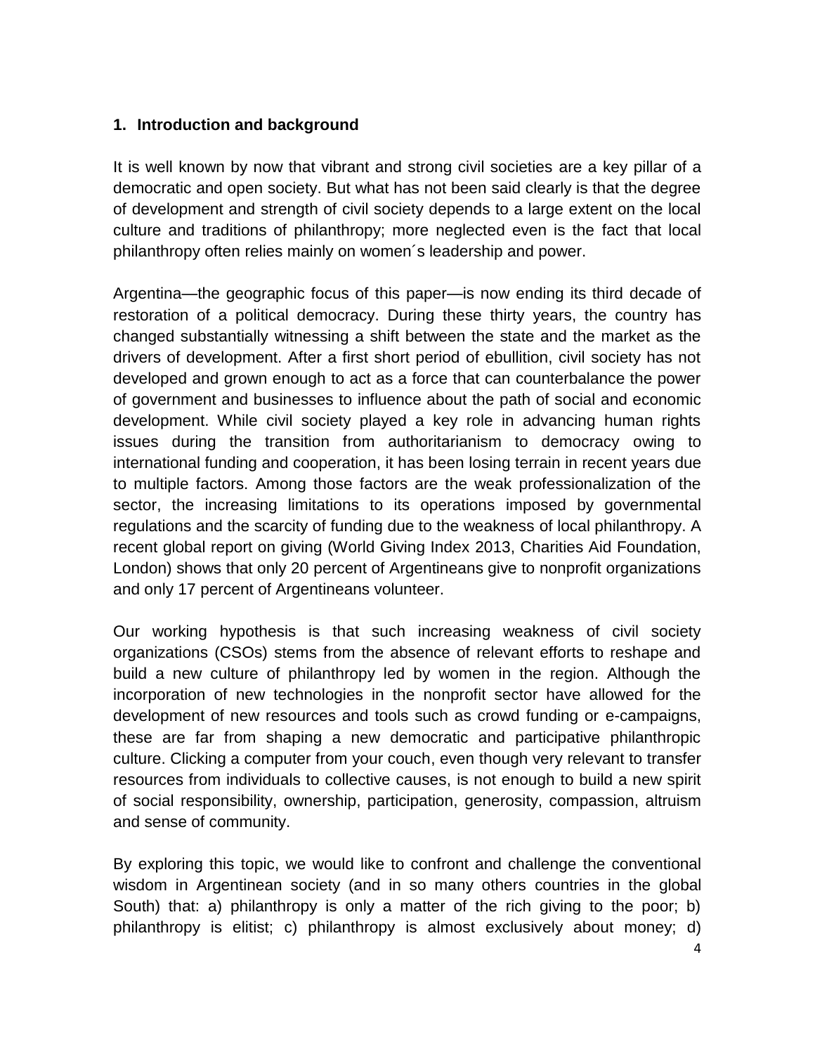## 1. Introduction and background

It is well known by now that vibrant and strong civil societies are a key pillar of a democratic and open society. But what has not been said clearly is that the degree of development and strength of civil society depends to a large extent on the local culture and traditions of philanthropy; more neglected even is the fact that local philanthropy often relies mainly on women´s leadership and power.

Argentina—the geographic focus of this paper—is now ending its third decade of restoration of a political democracy. During these thirty years, the country has changed substantially witnessing a shift between the state and the market as the drivers of development. After a first short period of ebullition, civil society has not developed and grown enough to act as a force that can counterbalance the power of government and businesses to influence about the path of social and economic development. While civil society played a key role in advancing human rights issues during the transition from authoritarianism to democracy owing to international funding and cooperation, it has been losing terrain in recent years due to multiple factors. Among those factors are the weak professionalization of the sector, the increasing limitations to its operations imposed by governmental regulations and the scarcity of funding due to the weakness of local philanthropy. A recent global report on giving (World Giving Index 2013, Charities Aid Foundation, London) shows that only 20 percent of Argentineans give to nonprofit organizations and only 17 percent of Argentineans volunteer.

Our working hypothesis is that such increasing weakness of civil society organizations (CSOs) stems from the absence of relevant efforts to reshape and build a new culture of philanthropy led by women in the region. Although the incorporation of new technologies in the nonprofit sector have allowed for the development of new resources and tools such as crowd funding or e-campaigns, these are far from shaping a new democratic and participative philanthropic culture. Clicking a computer from your couch, even though very relevant to transfer resources from individuals to collective causes, is not enough to build a new spirit of social responsibility, ownership, participation, generosity, compassion, altruism and sense of community.

By exploring this topic, we would like to confront and challenge the conventional wisdom in Argentinean society (and in so many others countries in the global South) that: a) philanthropy is only a matter of the rich giving to the poor; b) philanthropy is elitist; c) philanthropy is almost exclusively about money; d)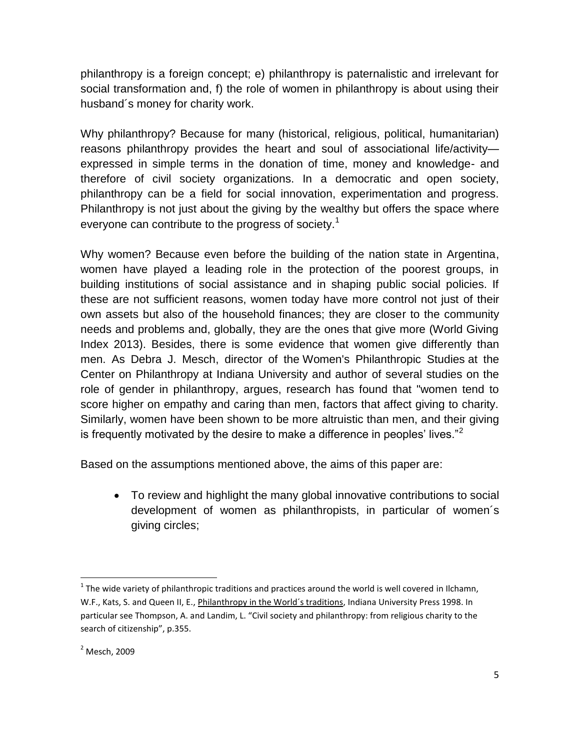philanthropy is a foreign concept; e) philanthropy is paternalistic and irrelevant for social transformation and, f) the role of women in philanthropy is about using their husband´s money for charity work.

Why philanthropy? Because for many (historical, religious, political, humanitarian) reasons philanthropy provides the heart and soul of associational life/activity—expressed in simple terms in the donation of time, money and knowledge- and therefore of civil society organizations. In a democratic and open society, philanthropy can be a field for social innovation, experimentation and progress. Philanthropy is not just about the giving by the wealthy but offers the space where everyone can contribute to the progress of society.[1]

Why women? Because even before the building of the nation state in Argentina, women have played a leading role in the protection of the poorest groups, in building institutions of social assistance and in shaping public social policies. If these are not sufficient reasons, women today have more control not just of their own assets but also of the household finances; they are closer to the community needs and problems and, globally, they are the ones that give more (World Giving Index 2013). Besides, there is some evidence that women give differently than men. As Debra J. Mesch, director of the Women's Philanthropic Studies at the Center on Philanthropy at Indiana University and author of several studies on the role of gender in philanthropy, argues, research has found that "women tend to score higher on empathy and caring than men, factors that affect giving to charity. Similarly, women have been shown to be more altruistic than men, and their giving is frequently motivated by the desire to make a difference in peoples' lives."[2]

Based on the assumptions mentioned above, the aims of this paper are:

- To review and highlight the many global innovative contributions to social development of women as philanthropists, in particular of women´s giving circles;

---

[1] The wide variety of philanthropic traditions and practices around the world is well covered in Ilchamn, W.F., Kats, S. and Queen II, E., Philanthropy in the World´s traditions, Indiana University Press 1998. In particular see Thompson, A. and Landim, L. "Civil society and philanthropy: from religious charity to the search of citizenship", p.355.

[2] Mesch, 2009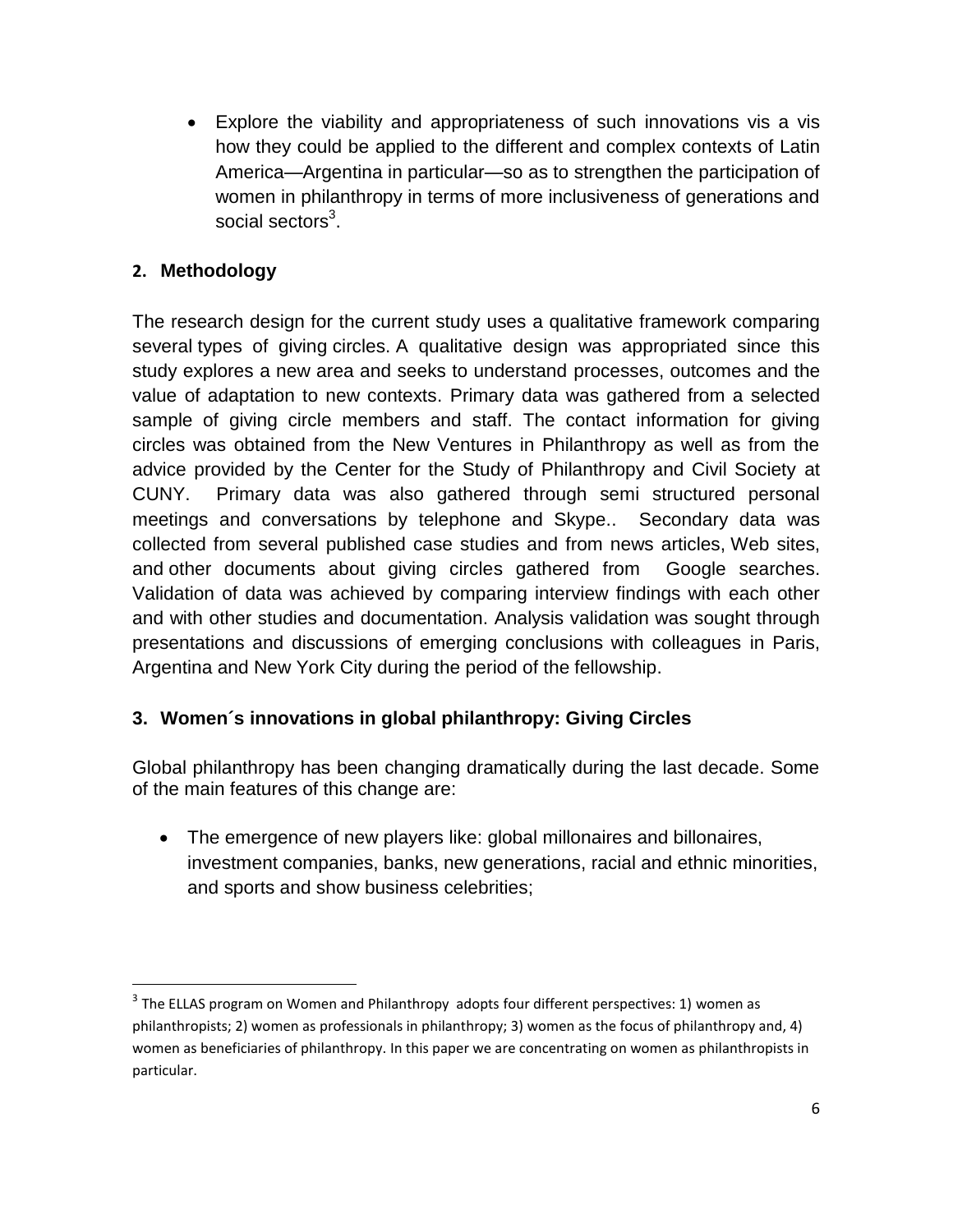- Explore the viability and appropriateness of such innovations vis a vis how they could be applied to the different and complex contexts of Latin America—Argentina in particular—so as to strengthen the participation of women in philanthropy in terms of more inclusiveness of generations and social sectors[3].

## 2. Methodology

The research design for the current study uses a qualitative framework comparing several types of giving circles. A qualitative design was appropriated since this study explores a new area and seeks to understand processes, outcomes and the value of adaptation to new contexts. Primary data was gathered from a selected sample of giving circle members and staff. The contact information for giving circles was obtained from the New Ventures in Philanthropy as well as from the advice provided by the Center for the Study of Philanthropy and Civil Society at CUNY. Primary data was also gathered through semi structured personal meetings and conversations by telephone and Skype.. Secondary data was collected from several published case studies and from news articles, Web sites, and other documents about giving circles gathered from Google searches. Validation of data was achieved by comparing interview findings with each other and with other studies and documentation. Analysis validation was sought through presentations and discussions of emerging conclusions with colleagues in Paris, Argentina and New York City during the period of the fellowship.

## 3. Women´s innovations in global philanthropy: Giving Circles

Global philanthropy has been changing dramatically during the last decade. Some of the main features of this change are:

- The emergence of new players like: global millonaires and billonaires, investment companies, banks, new generations, racial and ethnic minorities, and sports and show business celebrities;

---

[3] The ELLAS program on Women and Philanthropy adopts four different perspectives: 1) women as philanthropists; 2) women as professionals in philanthropy; 3) women as the focus of philanthropy and, 4) women as beneficiaries of philanthropy. In this paper we are concentrating on women as philanthropists in particular.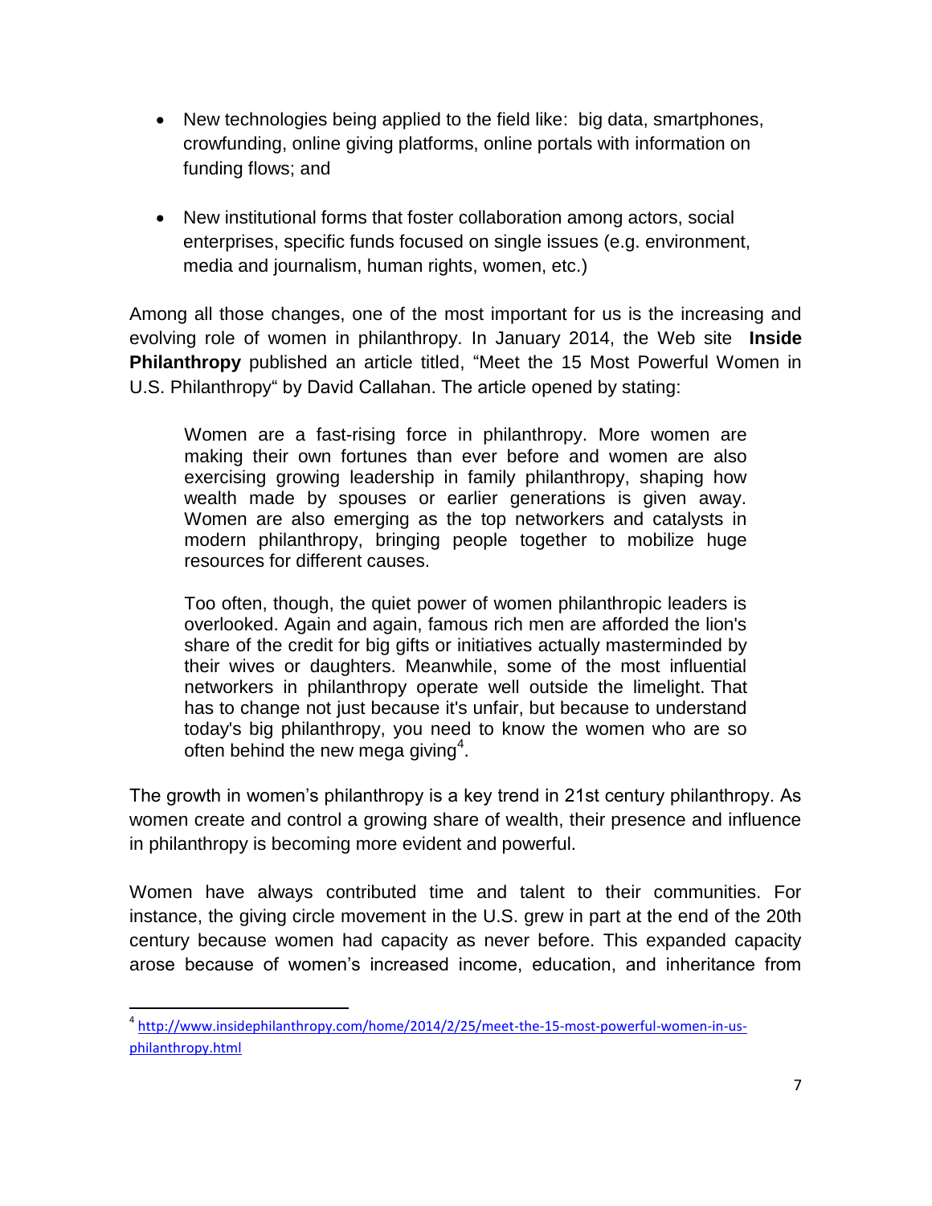- New technologies being applied to the field like: big data, smartphones, crowfunding, online giving platforms, online portals with information on funding flows; and

- New institutional forms that foster collaboration among actors, social enterprises, specific funds focused on single issues (e.g. environment, media and journalism, human rights, women, etc.)

Among all those changes, one of the most important for us is the increasing and evolving role of women in philanthropy. In January 2014, the Web site **Inside Philanthropy** published an article titled, "Meet the 15 Most Powerful Women in U.S. Philanthropy" by David Callahan. The article opened by stating:

> Women are a fast-rising force in philanthropy. More women are making their own fortunes than ever before and women are also exercising growing leadership in family philanthropy, shaping how wealth made by spouses or earlier generations is given away. Women are also emerging as the top networkers and catalysts in modern philanthropy, bringing people together to mobilize huge resources for different causes.
>
> Too often, though, the quiet power of women philanthropic leaders is overlooked. Again and again, famous rich men are afforded the lion's share of the credit for big gifts or initiatives actually masterminded by their wives or daughters. Meanwhile, some of the most influential networkers in philanthropy operate well outside the limelight. That has to change not just because it's unfair, but because to understand today's big philanthropy, you need to know the women who are so often behind the new mega giving[4].

The growth in women's philanthropy is a key trend in 21st century philanthropy. As women create and control a growing share of wealth, their presence and influence in philanthropy is becoming more evident and powerful.

Women have always contributed time and talent to their communities. For instance, the giving circle movement in the U.S. grew in part at the end of the 20th century because women had capacity as never before. This expanded capacity arose because of women's increased income, education, and inheritance from

---

[4] http://www.insidephilanthropy.com/home/2014/2/25/meet-the-15-most-powerful-women-in-us-philanthropy.html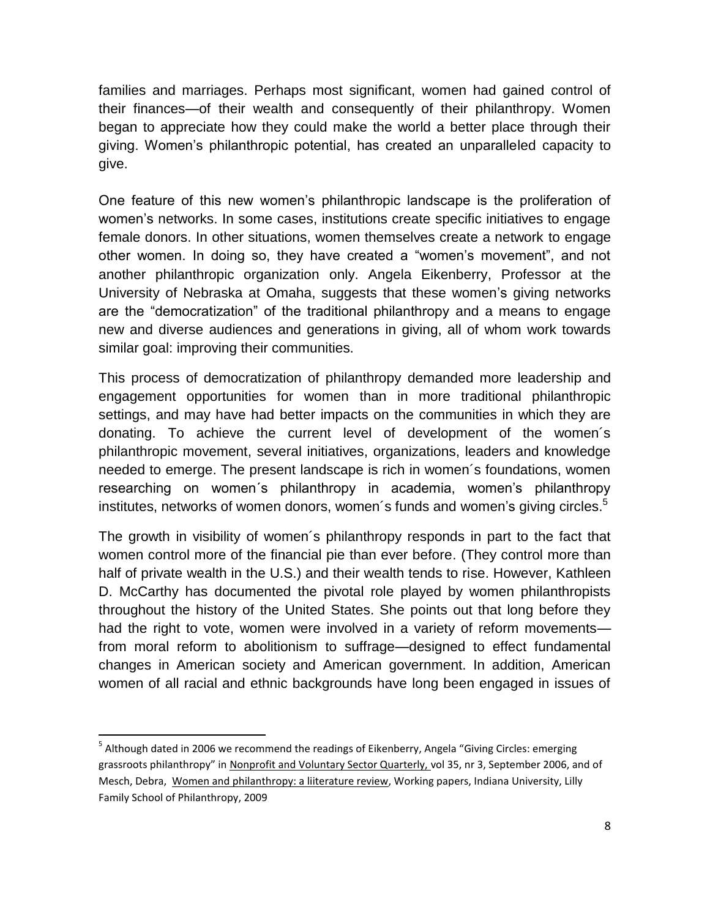families and marriages. Perhaps most significant, women had gained control of their finances—of their wealth and consequently of their philanthropy. Women began to appreciate how they could make the world a better place through their giving. Women's philanthropic potential, has created an unparalleled capacity to give.

One feature of this new women's philanthropic landscape is the proliferation of women's networks. In some cases, institutions create specific initiatives to engage female donors. In other situations, women themselves create a network to engage other women. In doing so, they have created a "women's movement", and not another philanthropic organization only. Angela Eikenberry, Professor at the University of Nebraska at Omaha, suggests that these women's giving networks are the "democratization" of the traditional philanthropy and a means to engage new and diverse audiences and generations in giving, all of whom work towards similar goal: improving their communities.

This process of democratization of philanthropy demanded more leadership and engagement opportunities for women than in more traditional philanthropic settings, and may have had better impacts on the communities in which they are donating. To achieve the current level of development of the women´s philanthropic movement, several initiatives, organizations, leaders and knowledge needed to emerge. The present landscape is rich in women´s foundations, women researching on women´s philanthropy in academia, women's philanthropy institutes, networks of women donors, women´s funds and women's giving circles.[5]

The growth in visibility of women´s philanthropy responds in part to the fact that women control more of the financial pie than ever before. (They control more than half of private wealth in the U.S.) and their wealth tends to rise. However, Kathleen D. McCarthy has documented the pivotal role played by women philanthropists throughout the history of the United States. She points out that long before they had the right to vote, women were involved in a variety of reform movements—from moral reform to abolitionism to suffrage—designed to effect fundamental changes in American society and American government. In addition, American women of all racial and ethnic backgrounds have long been engaged in issues of

[5] Although dated in 2006 we recommend the readings of Eikenberry, Angela "Giving Circles: emerging grassroots philanthropy" in Nonprofit and Voluntary Sector Quarterly, vol 35, nr 3, September 2006, and of Mesch, Debra, Women and philanthropy: a liiterature review, Working papers, Indiana University, Lilly Family School of Philanthropy, 2009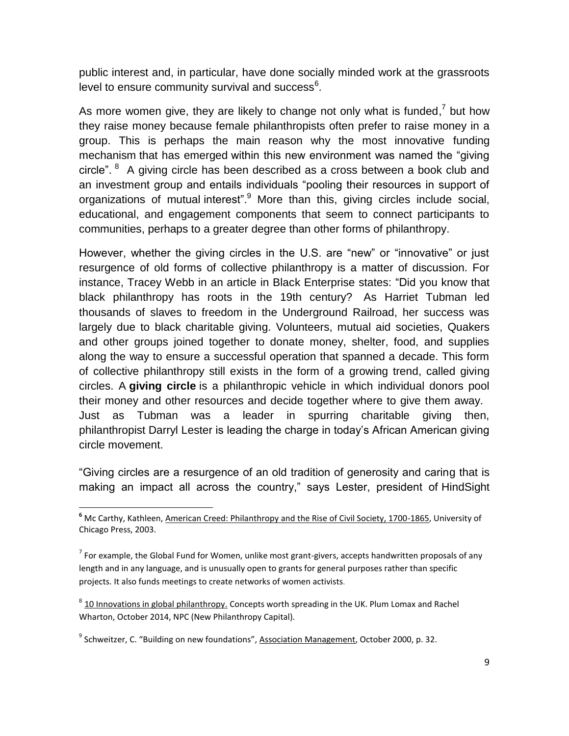public interest and, in particular, have done socially minded work at the grassroots level to ensure community survival and success[6].

As more women give, they are likely to change not only what is funded,[7] but how they raise money because female philanthropists often prefer to raise money in a group. This is perhaps the main reason why the most innovative funding mechanism that has emerged within this new environment was named the "giving circle". [8] A giving circle has been described as a cross between a book club and an investment group and entails individuals "pooling their resources in support of organizations of mutual interest".[9] More than this, giving circles include social, educational, and engagement components that seem to connect participants to communities, perhaps to a greater degree than other forms of philanthropy.

However, whether the giving circles in the U.S. are "new" or "innovative" or just resurgence of old forms of collective philanthropy is a matter of discussion. For instance, Tracey Webb in an article in Black Enterprise states: "Did you know that black philanthropy has roots in the 19th century? As Harriet Tubman led thousands of slaves to freedom in the Underground Railroad, her success was largely due to black charitable giving. Volunteers, mutual aid societies, Quakers and other groups joined together to donate money, shelter, food, and supplies along the way to ensure a successful operation that spanned a decade. This form of collective philanthropy still exists in the form of a growing trend, called giving circles. A **giving circle** is a philanthropic vehicle in which individual donors pool their money and other resources and decide together where to give them away. Just as Tubman was a leader in spurring charitable giving then, philanthropist Darryl Lester is leading the charge in today's African American giving circle movement.

"Giving circles are a resurgence of an old tradition of generosity and caring that is making an impact all across the country," says Lester, president of HindSight

---

[6] Mc Carthy, Kathleen, American Creed: Philanthropy and the Rise of Civil Society, 1700-1865, University of Chicago Press, 2003.

[7] For example, the Global Fund for Women, unlike most grant-givers, accepts handwritten proposals of any length and in any language, and is unusually open to grants for general purposes rather than specific projects. It also funds meetings to create networks of women activists.

[8] 10 Innovations in global philanthropy. Concepts worth spreading in the UK. Plum Lomax and Rachel Wharton, October 2014, NPC (New Philanthropy Capital).

[9] Schweitzer, C. "Building on new foundations", Association Management, October 2000, p. 32.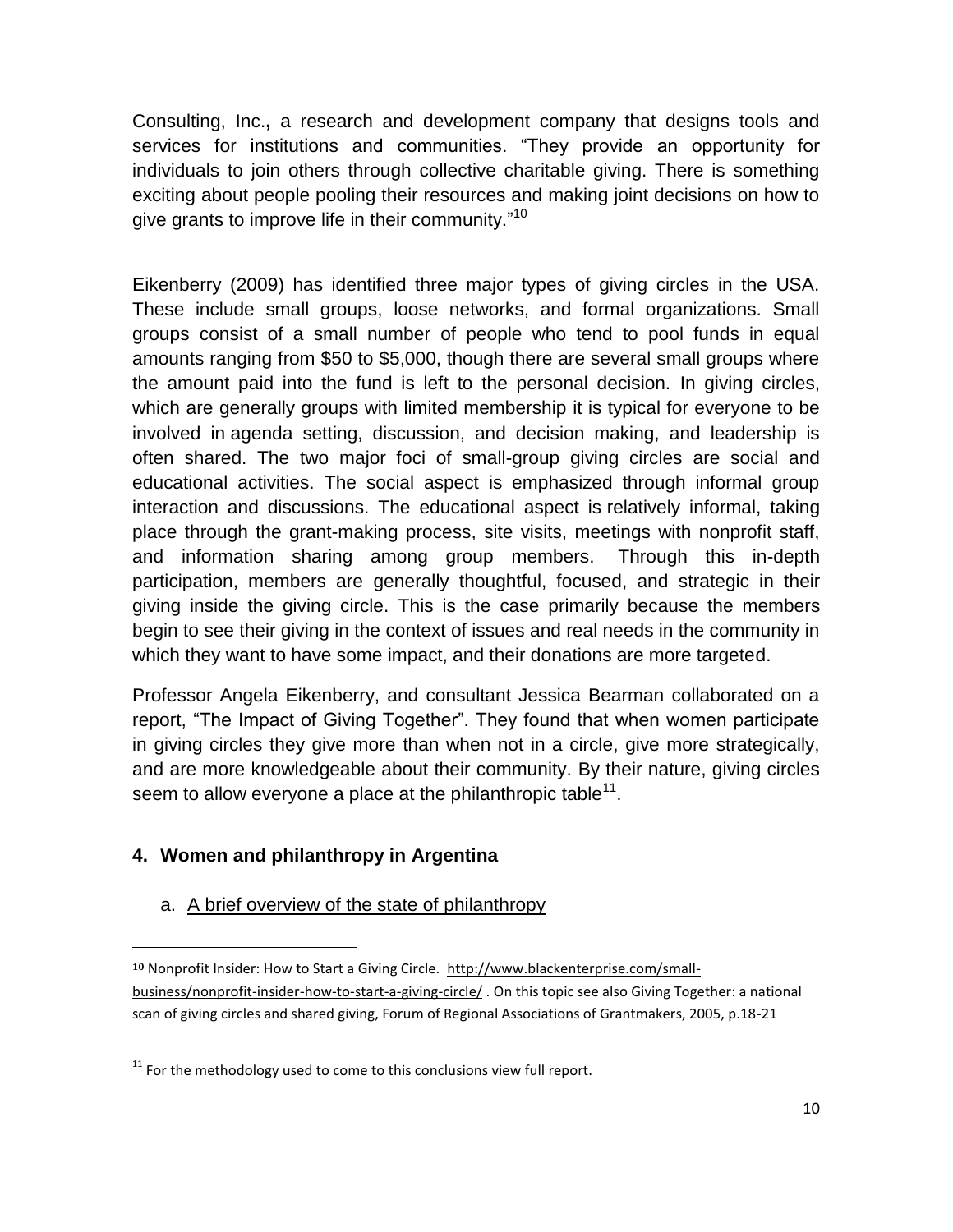Consulting, Inc.**,** a research and development company that designs tools and services for institutions and communities. "They provide an opportunity for individuals to join others through collective charitable giving. There is something exciting about people pooling their resources and making joint decisions on how to give grants to improve life in their community."[10]

Eikenberry (2009) has identified three major types of giving circles in the USA. These include small groups, loose networks, and formal organizations. Small groups consist of a small number of people who tend to pool funds in equal amounts ranging from $50 to $5,000, though there are several small groups where the amount paid into the fund is left to the personal decision. In giving circles, which are generally groups with limited membership it is typical for everyone to be involved in agenda setting, discussion, and decision making, and leadership is often shared. The two major foci of small-group giving circles are social and educational activities. The social aspect is emphasized through informal group interaction and discussions. The educational aspect is relatively informal, taking place through the grant-making process, site visits, meetings with nonprofit staff, and information sharing among group members. Through this in-depth participation, members are generally thoughtful, focused, and strategic in their giving inside the giving circle. This is the case primarily because the members begin to see their giving in the context of issues and real needs in the community in which they want to have some impact, and their donations are more targeted.

Professor Angela Eikenberry, and consultant Jessica Bearman collaborated on a report, "The Impact of Giving Together". They found that when women participate in giving circles they give more than when not in a circle, give more strategically, and are more knowledgeable about their community. By their nature, giving circles seem to allow everyone a place at the philanthropic table[11].

## 4. Women and philanthropy in Argentina

### a. A brief overview of the state of philanthropy

---

**10** Nonprofit Insider: How to Start a Giving Circle. http://www.blackenterprise.com/small-business/nonprofit-insider-how-to-start-a-giving-circle/ . On this topic see also Giving Together: a national scan of giving circles and shared giving, Forum of Regional Associations of Grantmakers, 2005, p.18-21

11 For the methodology used to come to this conclusions view full report.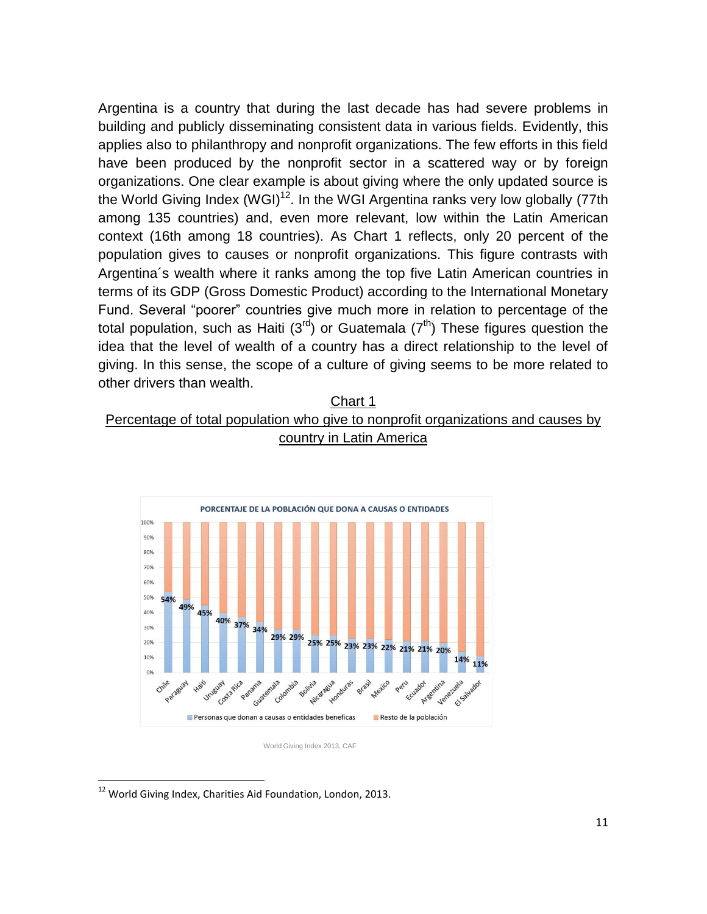Argentina is a country that during the last decade has had severe problems in building and publicly disseminating consistent data in various fields. Evidently, this applies also to philanthropy and nonprofit organizations. The few efforts in this field have been produced by the nonprofit sector in a scattered way or by foreign organizations. One clear example is about giving where the only updated source is the World Giving Index (WGI)[12]. In the WGI Argentina ranks very low globally (77th among 135 countries) and, even more relevant, low within the Latin American context (16th among 18 countries). As Chart 1 reflects, only 20 percent of the population gives to causes or nonprofit organizations. This figure contrasts with Argentina´s wealth where it ranks among the top five Latin American countries in terms of its GDP (Gross Domestic Product) according to the International Monetary Fund. Several "poorer" countries give much more in relation to percentage of the total population, such as Haiti (3[rd]) or Guatemala (7[th]) These figures question the idea that the level of wealth of a country has a direct relationship to the level of giving. In this sense, the scope of a culture of giving seems to be more related to other drivers than wealth.

Chart 1

Percentage of total population who give to nonprofit organizations and causes by country in Latin America

**PORCENTAJE DE LA POBLACIÓN QUE DONA A CAUSAS O ENTIDADES**

| País | Personas que donan a causas o entidades beneficas |
|---|---|
| Chile | 54% |
| Paraguay | 49% |
| Haiti | 45% |
| Uruguay | 40% |
| Costa Rica | 37% |
| Panama | 34% |
| Guatemala | 29% |
| Colombia | 29% |
| Bolivia | 25% |
| Nicaragua | 25% |
| Honduras | 23% |
| Brasil | 23% |
| Mexico | 22% |
| Peru | 21% |
| Ecuador | 21% |
| Argentina | 20% |
| Venezuela | 14% |
| El Salvador | 11% |

Personas que donan a causas o entidades beneficas / Resto de la población

World Giving Index 2013, CAF

[12] World Giving Index, Charities Aid Foundation, London, 2013.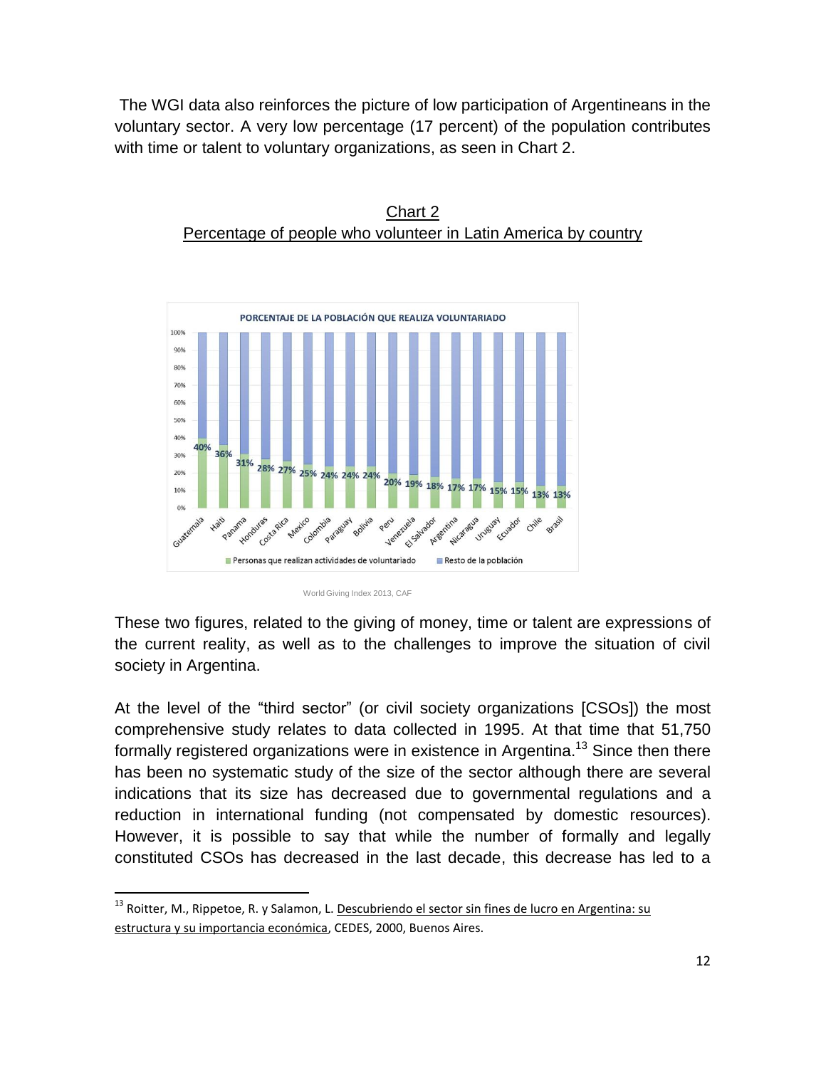The WGI data also reinforces the picture of low participation of Argentineans in the voluntary sector. A very low percentage (17 percent) of the population contributes with time or talent to voluntary organizations, as seen in Chart 2.

Chart 2
Percentage of people who volunteer in Latin America by country

PORCENTAJE DE LA POBLACIÓN QUE REALIZA VOLUNTARIADO

| País | Personas que realizan actividades de voluntariado |
| --- | --- |
| Guatemala | 40% |
| Haiti | 36% |
| Panama | 31% |
| Honduras | 28% |
| Costa Rica | 27% |
| Mexico | 25% |
| Colombia | 24% |
| Paraguay | 24% |
| Bolivia | 24% |
| Peru | 20% |
| Venezuela | 19% |
| El Salvador | 18% |
| Argentina | 17% |
| Nicaragua | 17% |
| Uruguay | 15% |
| Ecuador | 15% |
| Chile | 13% |
| Brasil | 13% |

Personas que realizan actividades de voluntariado / Resto de la población

World Giving Index 2013, CAF

These two figures, related to the giving of money, time or talent are expressions of the current reality, as well as to the challenges to improve the situation of civil society in Argentina.

At the level of the "third sector" (or civil society organizations [CSOs]) the most comprehensive study relates to data collected in 1995. At that time that 51,750 formally registered organizations were in existence in Argentina.[13] Since then there has been no systematic study of the size of the sector although there are several indications that its size has decreased due to governmental regulations and a reduction in international funding (not compensated by domestic resources). However, it is possible to say that while the number of formally and legally constituted CSOs has decreased in the last decade, this decrease has led to a

[13] Roitter, M., Rippetoe, R. y Salamon, L. Descubriendo el sector sin fines de lucro en Argentina: su estructura y su importancia económica, CEDES, 2000, Buenos Aires.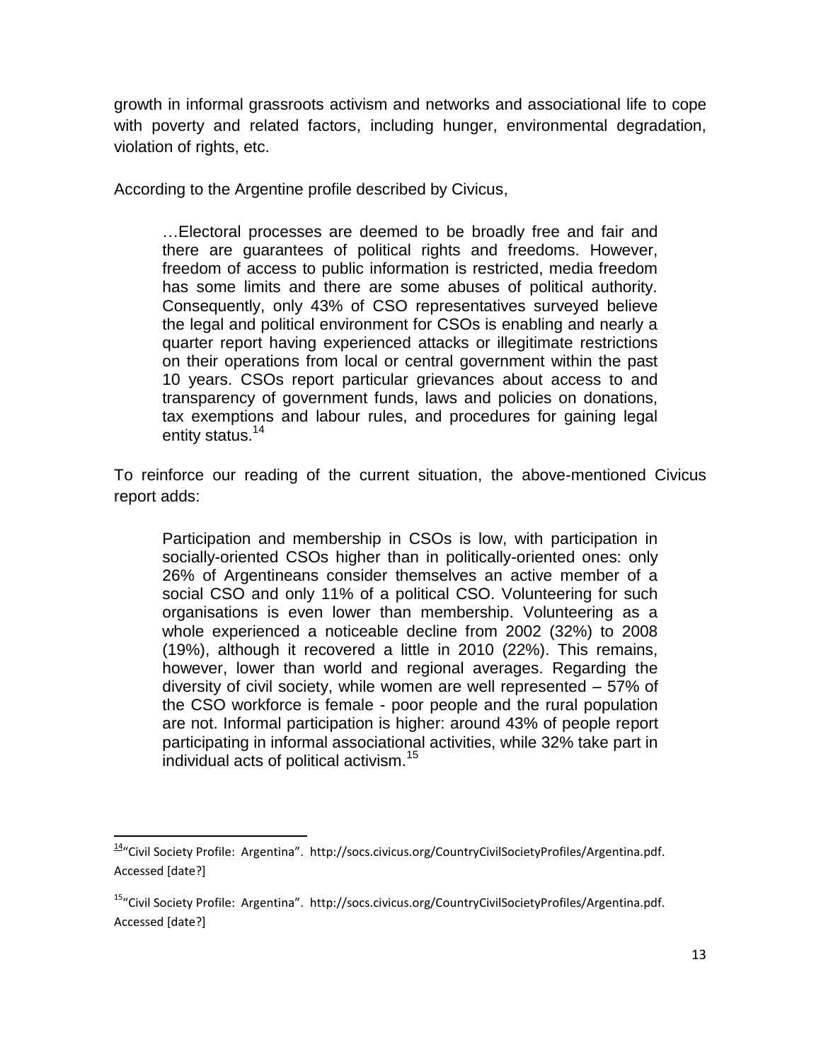growth in informal grassroots activism and networks and associational life to cope with poverty and related factors, including hunger, environmental degradation, violation of rights, etc.

According to the Argentine profile described by Civicus,

> …Electoral processes are deemed to be broadly free and fair and there are guarantees of political rights and freedoms. However, freedom of access to public information is restricted, media freedom has some limits and there are some abuses of political authority. Consequently, only 43% of CSO representatives surveyed believe the legal and political environment for CSOs is enabling and nearly a quarter report having experienced attacks or illegitimate restrictions on their operations from local or central government within the past 10 years. CSOs report particular grievances about access to and transparency of government funds, laws and policies on donations, tax exemptions and labour rules, and procedures for gaining legal entity status.[14]

To reinforce our reading of the current situation, the above-mentioned Civicus report adds:

> Participation and membership in CSOs is low, with participation in socially-oriented CSOs higher than in politically-oriented ones: only 26% of Argentineans consider themselves an active member of a social CSO and only 11% of a political CSO. Volunteering for such organisations is even lower than membership. Volunteering as a whole experienced a noticeable decline from 2002 (32%) to 2008 (19%), although it recovered a little in 2010 (22%). This remains, however, lower than world and regional averages. Regarding the diversity of civil society, while women are well represented – 57% of the CSO workforce is female - poor people and the rural population are not. Informal participation is higher: around 43% of people report participating in informal associational activities, while 32% take part in individual acts of political activism.[15]

---

[14] "Civil Society Profile: Argentina". http://socs.civicus.org/CountryCivilSocietyProfiles/Argentina.pdf. Accessed [date?]

[15] "Civil Society Profile: Argentina". http://socs.civicus.org/CountryCivilSocietyProfiles/Argentina.pdf. Accessed [date?]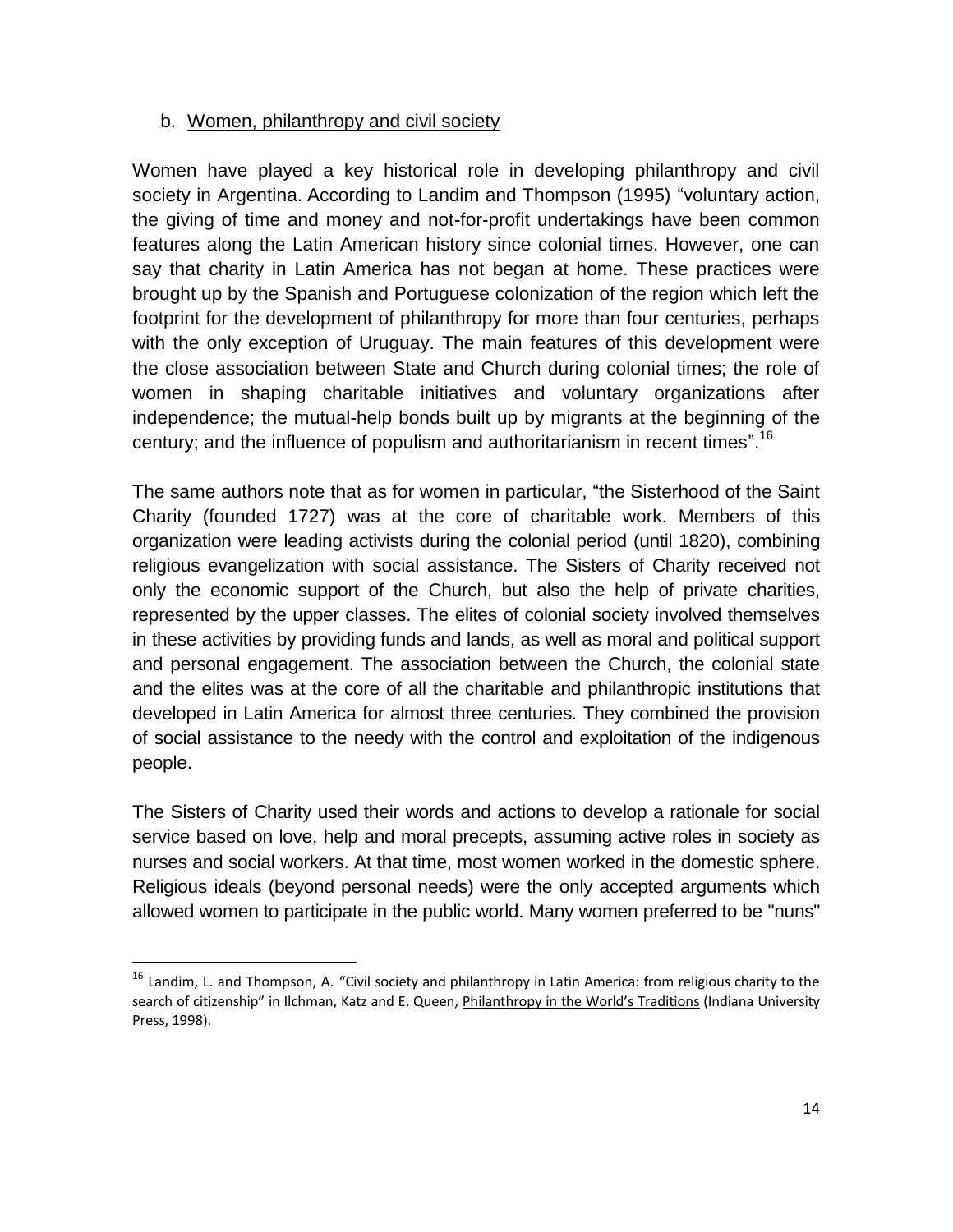### b. Women, philanthropy and civil society

Women have played a key historical role in developing philanthropy and civil society in Argentina. According to Landim and Thompson (1995) "voluntary action, the giving of time and money and not-for-profit undertakings have been common features along the Latin American history since colonial times. However, one can say that charity in Latin America has not began at home. These practices were brought up by the Spanish and Portuguese colonization of the region which left the footprint for the development of philanthropy for more than four centuries, perhaps with the only exception of Uruguay. The main features of this development were the close association between State and Church during colonial times; the role of women in shaping charitable initiatives and voluntary organizations after independence; the mutual-help bonds built up by migrants at the beginning of the century; and the influence of populism and authoritarianism in recent times".[16]

The same authors note that as for women in particular, "the Sisterhood of the Saint Charity (founded 1727) was at the core of charitable work. Members of this organization were leading activists during the colonial period (until 1820), combining religious evangelization with social assistance. The Sisters of Charity received not only the economic support of the Church, but also the help of private charities, represented by the upper classes. The elites of colonial society involved themselves in these activities by providing funds and lands, as well as moral and political support and personal engagement. The association between the Church, the colonial state and the elites was at the core of all the charitable and philanthropic institutions that developed in Latin America for almost three centuries. They combined the provision of social assistance to the needy with the control and exploitation of the indigenous people.

The Sisters of Charity used their words and actions to develop a rationale for social service based on love, help and moral precepts, assuming active roles in society as nurses and social workers. At that time, most women worked in the domestic sphere. Religious ideals (beyond personal needs) were the only accepted arguments which allowed women to participate in the public world. Many women preferred to be "nuns"

---

[16] Landim, L. and Thompson, A. "Civil society and philanthropy in Latin America: from religious charity to the search of citizenship" in Ilchman, Katz and E. Queen, Philanthropy in the World's Traditions (Indiana University Press, 1998).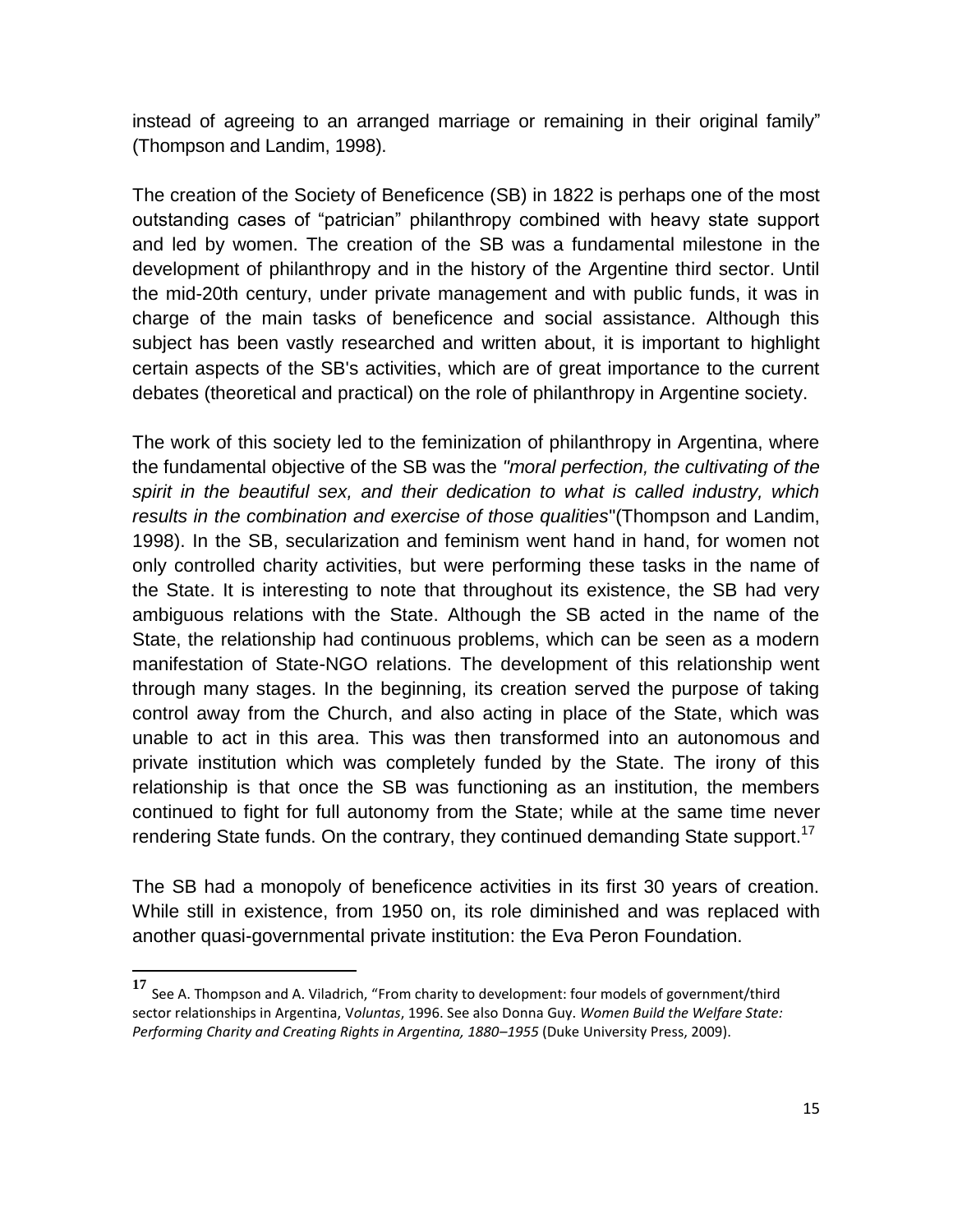instead of agreeing to an arranged marriage or remaining in their original family" (Thompson and Landim, 1998).

The creation of the Society of Beneficence (SB) in 1822 is perhaps one of the most outstanding cases of "patrician" philanthropy combined with heavy state support and led by women. The creation of the SB was a fundamental milestone in the development of philanthropy and in the history of the Argentine third sector. Until the mid-20th century, under private management and with public funds, it was in charge of the main tasks of beneficence and social assistance. Although this subject has been vastly researched and written about, it is important to highlight certain aspects of the SB's activities, which are of great importance to the current debates (theoretical and practical) on the role of philanthropy in Argentine society.

The work of this society led to the feminization of philanthropy in Argentina, where the fundamental objective of the SB was the *"moral perfection, the cultivating of the spirit in the beautiful sex, and their dedication to what is called industry, which results in the combination and exercise of those qualities*"(Thompson and Landim, 1998). In the SB, secularization and feminism went hand in hand, for women not only controlled charity activities, but were performing these tasks in the name of the State. It is interesting to note that throughout its existence, the SB had very ambiguous relations with the State. Although the SB acted in the name of the State, the relationship had continuous problems, which can be seen as a modern manifestation of State-NGO relations. The development of this relationship went through many stages. In the beginning, its creation served the purpose of taking control away from the Church, and also acting in place of the State, which was unable to act in this area. This was then transformed into an autonomous and private institution which was completely funded by the State. The irony of this relationship is that once the SB was functioning as an institution, the members continued to fight for full autonomy from the State; while at the same time never rendering State funds. On the contrary, they continued demanding State support.[17]

The SB had a monopoly of beneficence activities in its first 30 years of creation. While still in existence, from 1950 on, its role diminished and was replaced with another quasi-governmental private institution: the Eva Peron Foundation.

---

[17] See A. Thompson and A. Viladrich, "From charity to development: four models of government/third sector relationships in Argentina, V*oluntas*, 1996. See also Donna Guy. *Women Build the Welfare State: Performing Charity and Creating Rights in Argentina, 1880–1955* (Duke University Press, 2009).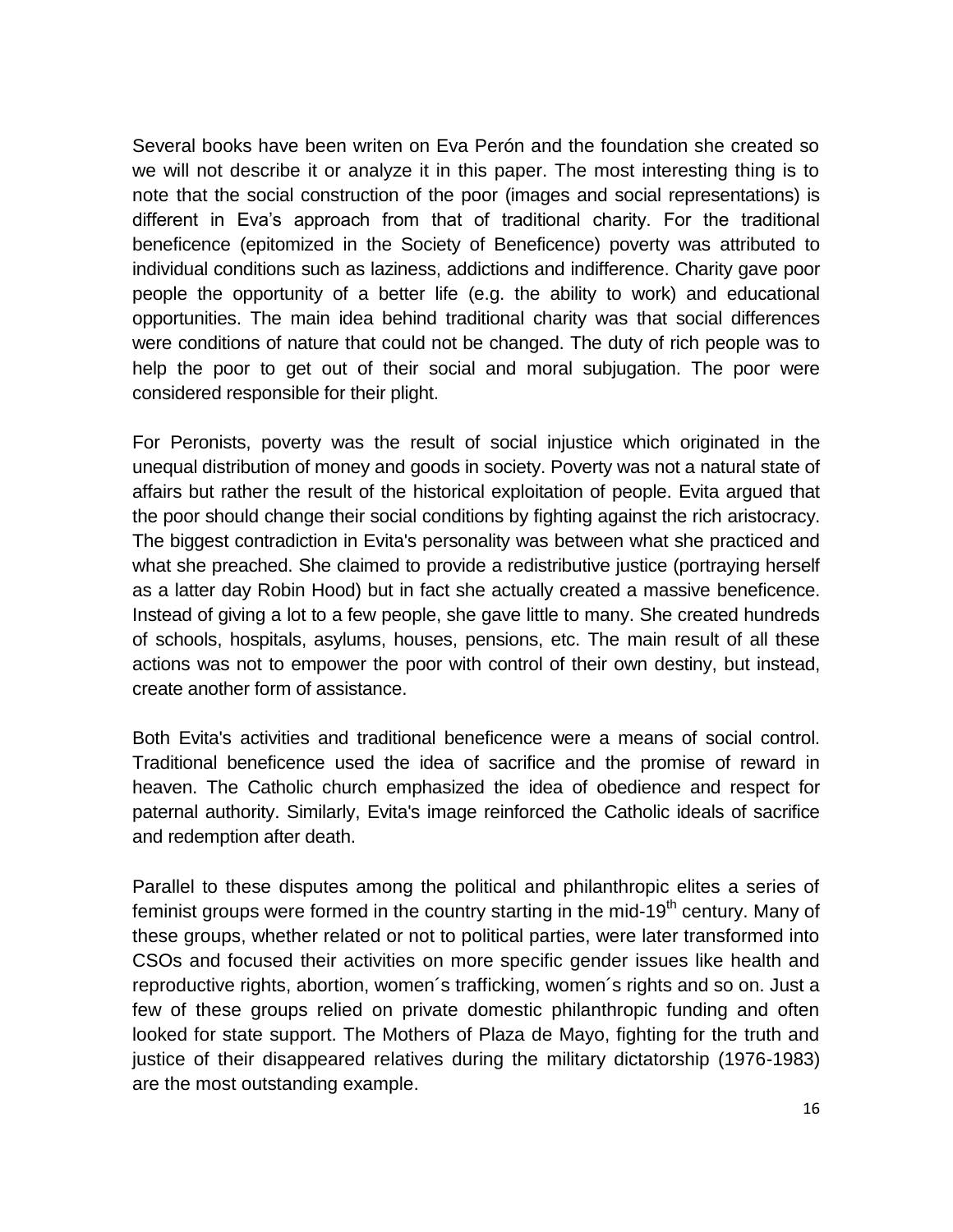Several books have been writen on Eva Perón and the foundation she created so we will not describe it or analyze it in this paper. The most interesting thing is to note that the social construction of the poor (images and social representations) is different in Eva's approach from that of traditional charity. For the traditional beneficence (epitomized in the Society of Beneficence) poverty was attributed to individual conditions such as laziness, addictions and indifference. Charity gave poor people the opportunity of a better life (e.g. the ability to work) and educational opportunities. The main idea behind traditional charity was that social differences were conditions of nature that could not be changed. The duty of rich people was to help the poor to get out of their social and moral subjugation. The poor were considered responsible for their plight.

For Peronists, poverty was the result of social injustice which originated in the unequal distribution of money and goods in society. Poverty was not a natural state of affairs but rather the result of the historical exploitation of people. Evita argued that the poor should change their social conditions by fighting against the rich aristocracy. The biggest contradiction in Evita's personality was between what she practiced and what she preached. She claimed to provide a redistributive justice (portraying herself as a latter day Robin Hood) but in fact she actually created a massive beneficence. Instead of giving a lot to a few people, she gave little to many. She created hundreds of schools, hospitals, asylums, houses, pensions, etc. The main result of all these actions was not to empower the poor with control of their own destiny, but instead, create another form of assistance.

Both Evita's activities and traditional beneficence were a means of social control. Traditional beneficence used the idea of sacrifice and the promise of reward in heaven. The Catholic church emphasized the idea of obedience and respect for paternal authority. Similarly, Evita's image reinforced the Catholic ideals of sacrifice and redemption after death.

Parallel to these disputes among the political and philanthropic elites a series of feminist groups were formed in the country starting in the mid-19th century. Many of these groups, whether related or not to political parties, were later transformed into CSOs and focused their activities on more specific gender issues like health and reproductive rights, abortion, women´s trafficking, women´s rights and so on. Just a few of these groups relied on private domestic philanthropic funding and often looked for state support. The Mothers of Plaza de Mayo, fighting for the truth and justice of their disappeared relatives during the military dictatorship (1976-1983) are the most outstanding example.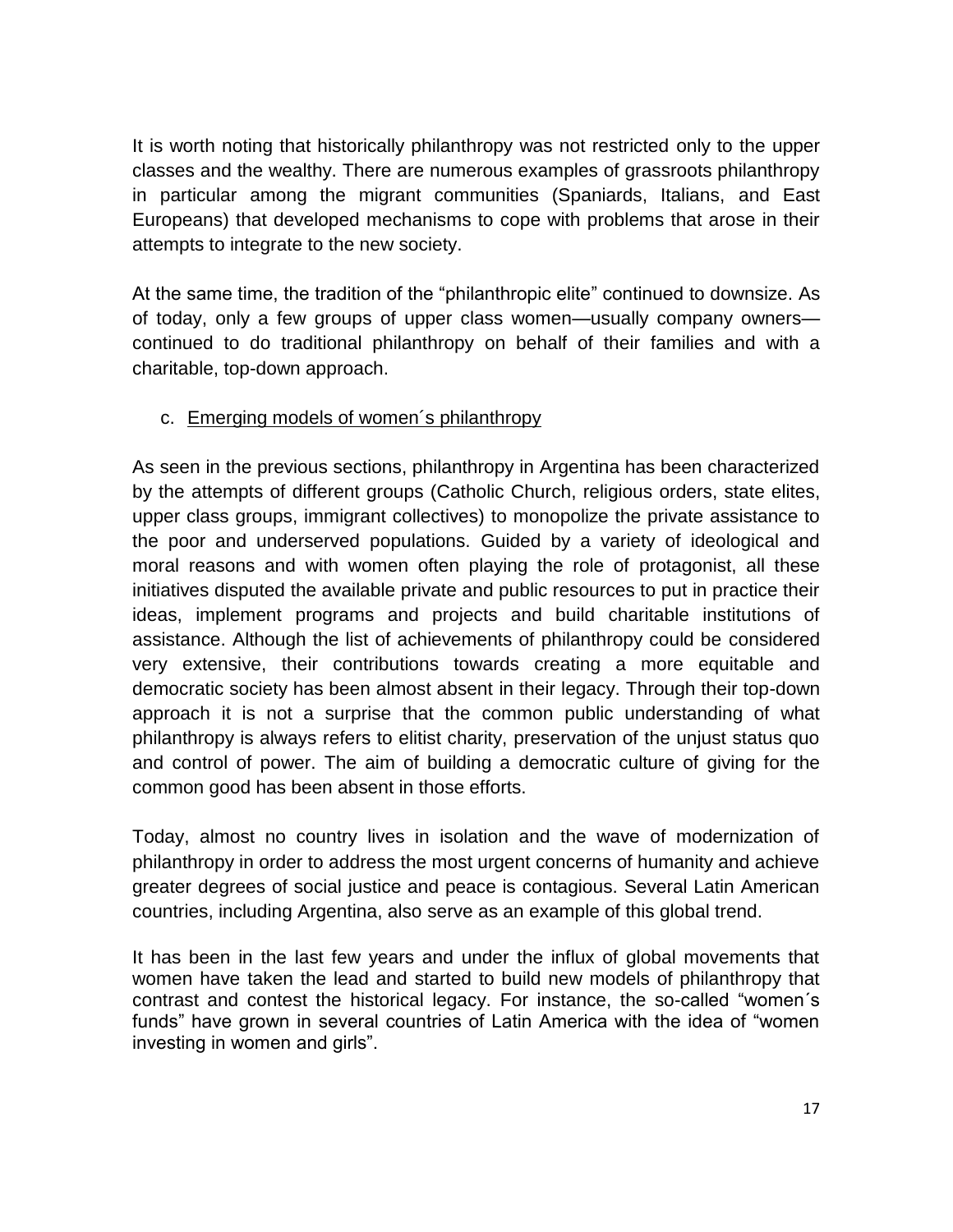It is worth noting that historically philanthropy was not restricted only to the upper classes and the wealthy. There are numerous examples of grassroots philanthropy in particular among the migrant communities (Spaniards, Italians, and East Europeans) that developed mechanisms to cope with problems that arose in their attempts to integrate to the new society.

At the same time, the tradition of the "philanthropic elite" continued to downsize. As of today, only a few groups of upper class women—usually company owners—continued to do traditional philanthropy on behalf of their families and with a charitable, top-down approach.

### c. Emerging models of women´s philanthropy

As seen in the previous sections, philanthropy in Argentina has been characterized by the attempts of different groups (Catholic Church, religious orders, state elites, upper class groups, immigrant collectives) to monopolize the private assistance to the poor and underserved populations. Guided by a variety of ideological and moral reasons and with women often playing the role of protagonist, all these initiatives disputed the available private and public resources to put in practice their ideas, implement programs and projects and build charitable institutions of assistance. Although the list of achievements of philanthropy could be considered very extensive, their contributions towards creating a more equitable and democratic society has been almost absent in their legacy. Through their top-down approach it is not a surprise that the common public understanding of what philanthropy is always refers to elitist charity, preservation of the unjust status quo and control of power. The aim of building a democratic culture of giving for the common good has been absent in those efforts.

Today, almost no country lives in isolation and the wave of modernization of philanthropy in order to address the most urgent concerns of humanity and achieve greater degrees of social justice and peace is contagious. Several Latin American countries, including Argentina, also serve as an example of this global trend.

It has been in the last few years and under the influx of global movements that women have taken the lead and started to build new models of philanthropy that contrast and contest the historical legacy. For instance, the so-called "women´s funds" have grown in several countries of Latin America with the idea of "women investing in women and girls".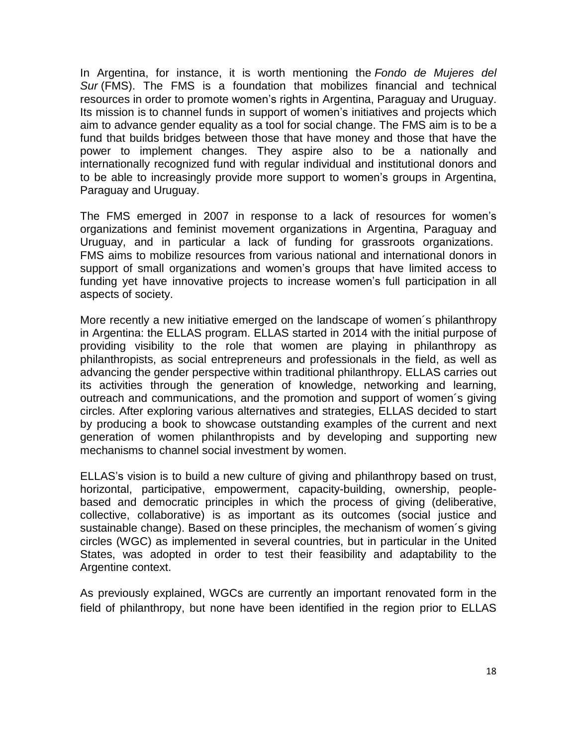In Argentina, for instance, it is worth mentioning the *Fondo de Mujeres del Sur* (FMS). The FMS is a foundation that mobilizes financial and technical resources in order to promote women's rights in Argentina, Paraguay and Uruguay. Its mission is to channel funds in support of women's initiatives and projects which aim to advance gender equality as a tool for social change. The FMS aim is to be a fund that builds bridges between those that have money and those that have the power to implement changes. They aspire also to be a nationally and internationally recognized fund with regular individual and institutional donors and to be able to increasingly provide more support to women's groups in Argentina, Paraguay and Uruguay.

The FMS emerged in 2007 in response to a lack of resources for women's organizations and feminist movement organizations in Argentina, Paraguay and Uruguay, and in particular a lack of funding for grassroots organizations. FMS aims to mobilize resources from various national and international donors in support of small organizations and women's groups that have limited access to funding yet have innovative projects to increase women's full participation in all aspects of society.

More recently a new initiative emerged on the landscape of women´s philanthropy in Argentina: the ELLAS program. ELLAS started in 2014 with the initial purpose of providing visibility to the role that women are playing in philanthropy as philanthropists, as social entrepreneurs and professionals in the field, as well as advancing the gender perspective within traditional philanthropy. ELLAS carries out its activities through the generation of knowledge, networking and learning, outreach and communications, and the promotion and support of women´s giving circles. After exploring various alternatives and strategies, ELLAS decided to start by producing a book to showcase outstanding examples of the current and next generation of women philanthropists and by developing and supporting new mechanisms to channel social investment by women.

ELLAS's vision is to build a new culture of giving and philanthropy based on trust, horizontal, participative, empowerment, capacity-building, ownership, people-based and democratic principles in which the process of giving (deliberative, collective, collaborative) is as important as its outcomes (social justice and sustainable change). Based on these principles, the mechanism of women´s giving circles (WGC) as implemented in several countries, but in particular in the United States, was adopted in order to test their feasibility and adaptability to the Argentine context.

As previously explained, WGCs are currently an important renovated form in the field of philanthropy, but none have been identified in the region prior to ELLAS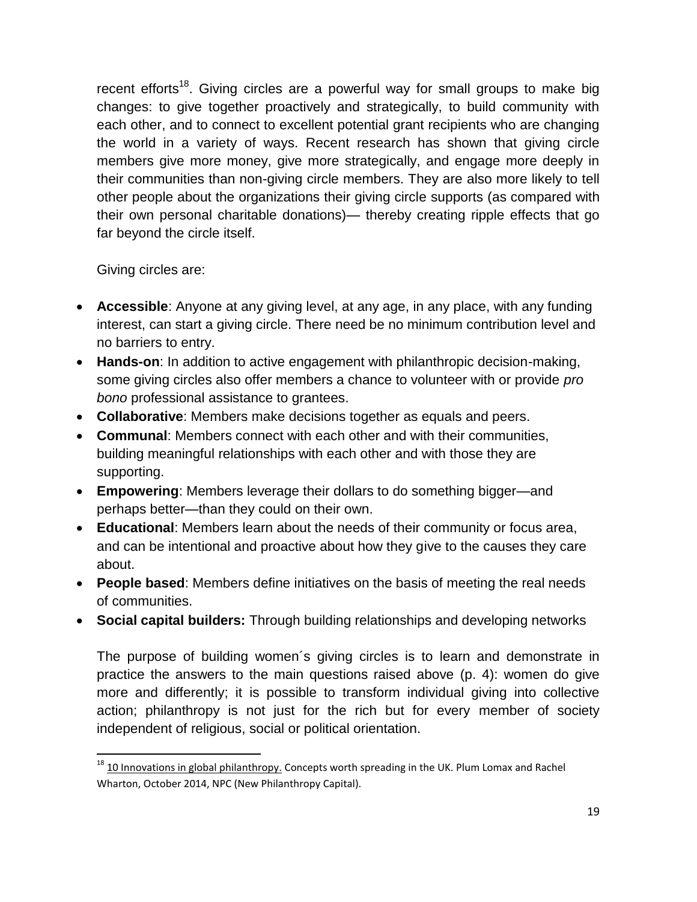recent efforts[18]. Giving circles are a powerful way for small groups to make big changes: to give together proactively and strategically, to build community with each other, and to connect to excellent potential grant recipients who are changing the world in a variety of ways. Recent research has shown that giving circle members give more money, give more strategically, and engage more deeply in their communities than non-giving circle members. They are also more likely to tell other people about the organizations their giving circle supports (as compared with their own personal charitable donations)— thereby creating ripple effects that go far beyond the circle itself.

Giving circles are:

- **Accessible**: Anyone at any giving level, at any age, in any place, with any funding interest, can start a giving circle. There need be no minimum contribution level and no barriers to entry.
- **Hands-on**: In addition to active engagement with philanthropic decision-making, some giving circles also offer members a chance to volunteer with or provide *pro bono* professional assistance to grantees.
- **Collaborative**: Members make decisions together as equals and peers.
- **Communal**: Members connect with each other and with their communities, building meaningful relationships with each other and with those they are supporting.
- **Empowering**: Members leverage their dollars to do something bigger—and perhaps better—than they could on their own.
- **Educational**: Members learn about the needs of their community or focus area, and can be intentional and proactive about how they give to the causes they care about.
- **People based**: Members define initiatives on the basis of meeting the real needs of communities.
- **Social capital builders:** Through building relationships and developing networks

The purpose of building women´s giving circles is to learn and demonstrate in practice the answers to the main questions raised above (p. 4): women do give more and differently; it is possible to transform individual giving into collective action; philanthropy is not just for the rich but for every member of society independent of religious, social or political orientation.

---

[18] 10 Innovations in global philanthropy. Concepts worth spreading in the UK. Plum Lomax and Rachel Wharton, October 2014, NPC (New Philanthropy Capital).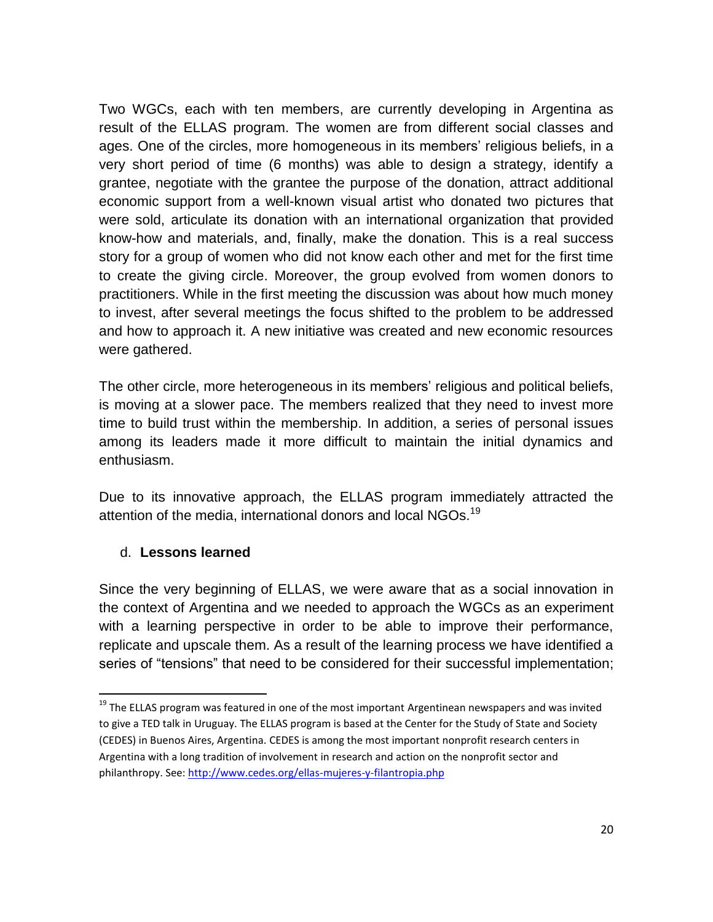Two WGCs, each with ten members, are currently developing in Argentina as result of the ELLAS program. The women are from different social classes and ages. One of the circles, more homogeneous in its members' religious beliefs, in a very short period of time (6 months) was able to design a strategy, identify a grantee, negotiate with the grantee the purpose of the donation, attract additional economic support from a well-known visual artist who donated two pictures that were sold, articulate its donation with an international organization that provided know-how and materials, and, finally, make the donation. This is a real success story for a group of women who did not know each other and met for the first time to create the giving circle. Moreover, the group evolved from women donors to practitioners. While in the first meeting the discussion was about how much money to invest, after several meetings the focus shifted to the problem to be addressed and how to approach it. A new initiative was created and new economic resources were gathered.

The other circle, more heterogeneous in its members' religious and political beliefs, is moving at a slower pace. The members realized that they need to invest more time to build trust within the membership. In addition, a series of personal issues among its leaders made it more difficult to maintain the initial dynamics and enthusiasm.

Due to its innovative approach, the ELLAS program immediately attracted the attention of the media, international donors and local NGOs.[19]

### d. **Lessons learned**

Since the very beginning of ELLAS, we were aware that as a social innovation in the context of Argentina and we needed to approach the WGCs as an experiment with a learning perspective in order to be able to improve their performance, replicate and upscale them. As a result of the learning process we have identified a series of "tensions" that need to be considered for their successful implementation;

---

[19] The ELLAS program was featured in one of the most important Argentinean newspapers and was invited to give a TED talk in Uruguay. The ELLAS program is based at the Center for the Study of State and Society (CEDES) in Buenos Aires, Argentina. CEDES is among the most important nonprofit research centers in Argentina with a long tradition of involvement in research and action on the nonprofit sector and philanthropy. See: http://www.cedes.org/ellas-mujeres-y-filantropia.php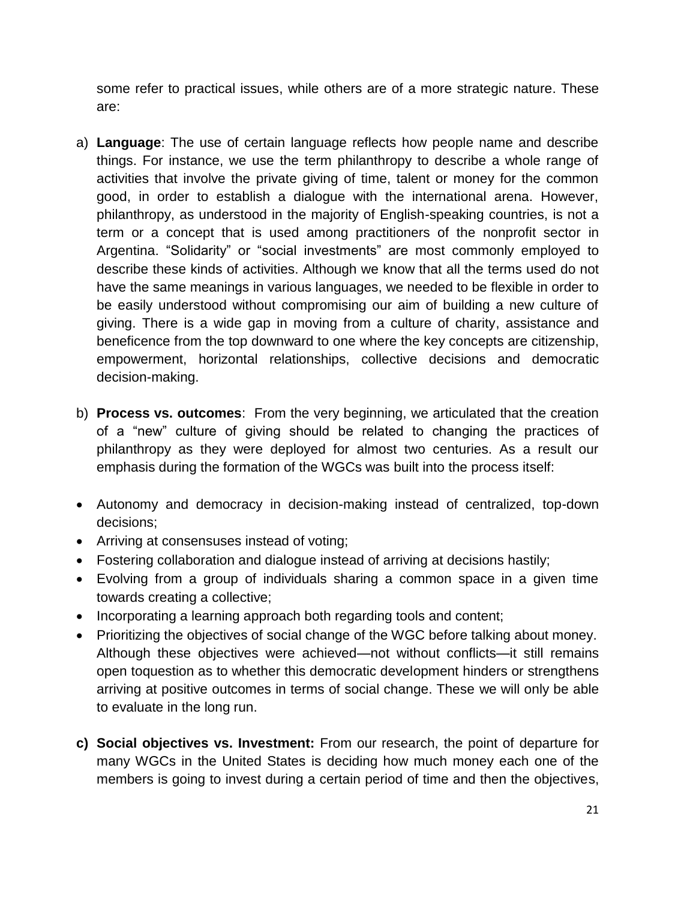some refer to practical issues, while others are of a more strategic nature. These are:

a) **Language**: The use of certain language reflects how people name and describe things. For instance, we use the term philanthropy to describe a whole range of activities that involve the private giving of time, talent or money for the common good, in order to establish a dialogue with the international arena. However, philanthropy, as understood in the majority of English-speaking countries, is not a term or a concept that is used among practitioners of the nonprofit sector in Argentina. "Solidarity" or "social investments" are most commonly employed to describe these kinds of activities. Although we know that all the terms used do not have the same meanings in various languages, we needed to be flexible in order to be easily understood without compromising our aim of building a new culture of giving. There is a wide gap in moving from a culture of charity, assistance and beneficence from the top downward to one where the key concepts are citizenship, empowerment, horizontal relationships, collective decisions and democratic decision-making.

b) **Process vs. outcomes**: From the very beginning, we articulated that the creation of a "new" culture of giving should be related to changing the practices of philanthropy as they were deployed for almost two centuries. As a result our emphasis during the formation of the WGCs was built into the process itself:

- Autonomy and democracy in decision-making instead of centralized, top-down decisions;
- Arriving at consensuses instead of voting;
- Fostering collaboration and dialogue instead of arriving at decisions hastily;
- Evolving from a group of individuals sharing a common space in a given time towards creating a collective;
- Incorporating a learning approach both regarding tools and content;
- Prioritizing the objectives of social change of the WGC before talking about money. Although these objectives were achieved—not without conflicts—it still remains open toquestion as to whether this democratic development hinders or strengthens arriving at positive outcomes in terms of social change. These we will only be able to evaluate in the long run.

c) **Social objectives vs. Investment:** From our research, the point of departure for many WGCs in the United States is deciding how much money each one of the members is going to invest during a certain period of time and then the objectives,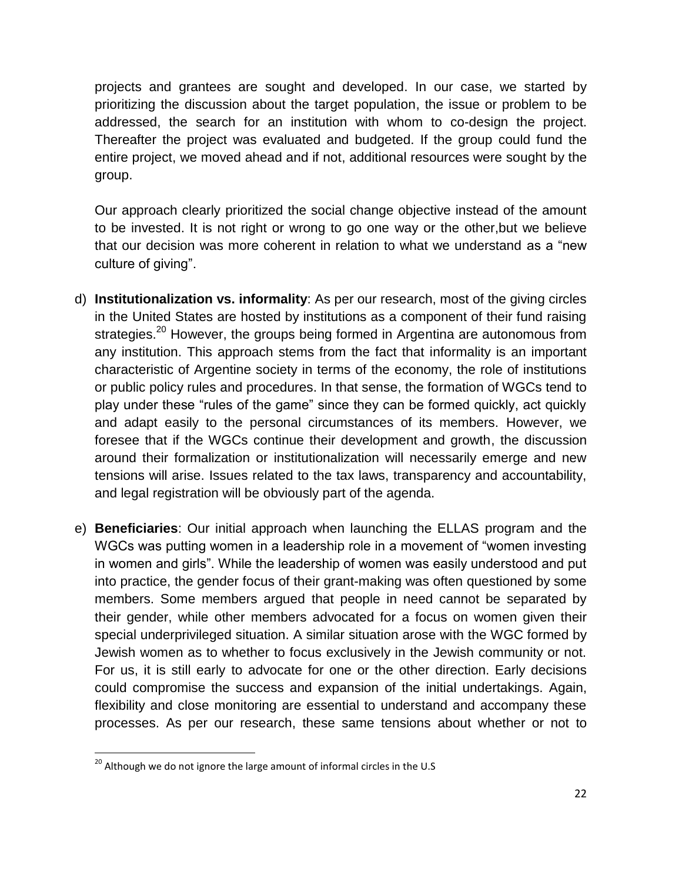projects and grantees are sought and developed. In our case, we started by prioritizing the discussion about the target population, the issue or problem to be addressed, the search for an institution with whom to co-design the project. Thereafter the project was evaluated and budgeted. If the group could fund the entire project, we moved ahead and if not, additional resources were sought by the group.

Our approach clearly prioritized the social change objective instead of the amount to be invested. It is not right or wrong to go one way or the other,but we believe that our decision was more coherent in relation to what we understand as a "new culture of giving".

d) **Institutionalization vs. informality**: As per our research, most of the giving circles in the United States are hosted by institutions as a component of their fund raising strategies.[20] However, the groups being formed in Argentina are autonomous from any institution. This approach stems from the fact that informality is an important characteristic of Argentine society in terms of the economy, the role of institutions or public policy rules and procedures. In that sense, the formation of WGCs tend to play under these "rules of the game" since they can be formed quickly, act quickly and adapt easily to the personal circumstances of its members. However, we foresee that if the WGCs continue their development and growth, the discussion around their formalization or institutionalization will necessarily emerge and new tensions will arise. Issues related to the tax laws, transparency and accountability, and legal registration will be obviously part of the agenda.

e) **Beneficiaries**: Our initial approach when launching the ELLAS program and the WGCs was putting women in a leadership role in a movement of "women investing in women and girls". While the leadership of women was easily understood and put into practice, the gender focus of their grant-making was often questioned by some members. Some members argued that people in need cannot be separated by their gender, while other members advocated for a focus on women given their special underprivileged situation. A similar situation arose with the WGC formed by Jewish women as to whether to focus exclusively in the Jewish community or not. For us, it is still early to advocate for one or the other direction. Early decisions could compromise the success and expansion of the initial undertakings. Again, flexibility and close monitoring are essential to understand and accompany these processes. As per our research, these same tensions about whether or not to

[20] Although we do not ignore the large amount of informal circles in the U.S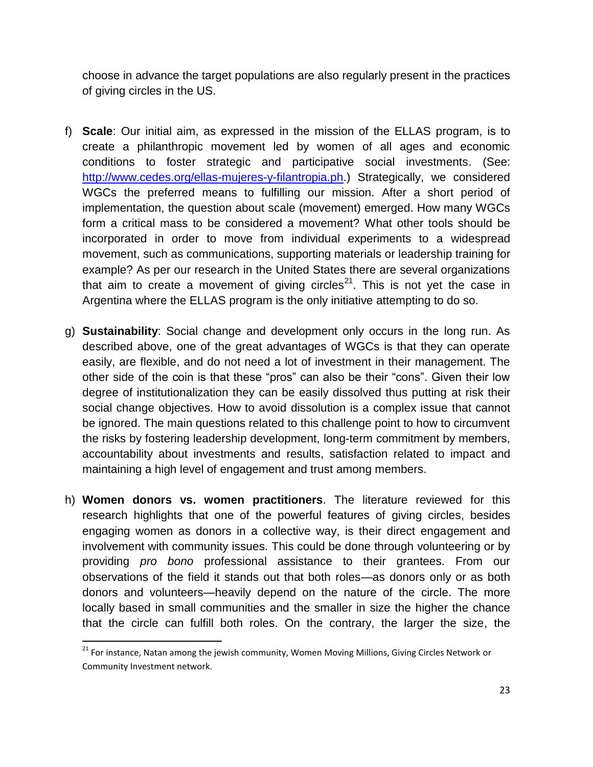choose in advance the target populations are also regularly present in the practices of giving circles in the US.

f) **Scale**: Our initial aim, as expressed in the mission of the ELLAS program, is to create a philanthropic movement led by women of all ages and economic conditions to foster strategic and participative social investments. (See: http://www.cedes.org/ellas-mujeres-y-filantropia.ph.) Strategically, we considered WGCs the preferred means to fulfilling our mission. After a short period of implementation, the question about scale (movement) emerged. How many WGCs form a critical mass to be considered a movement? What other tools should be incorporated in order to move from individual experiments to a widespread movement, such as communications, supporting materials or leadership training for example? As per our research in the United States there are several organizations that aim to create a movement of giving circles[21]. This is not yet the case in Argentina where the ELLAS program is the only initiative attempting to do so.

g) **Sustainability**: Social change and development only occurs in the long run. As described above, one of the great advantages of WGCs is that they can operate easily, are flexible, and do not need a lot of investment in their management. The other side of the coin is that these "pros" can also be their "cons". Given their low degree of institutionalization they can be easily dissolved thus putting at risk their social change objectives. How to avoid dissolution is a complex issue that cannot be ignored. The main questions related to this challenge point to how to circumvent the risks by fostering leadership development, long-term commitment by members, accountability about investments and results, satisfaction related to impact and maintaining a high level of engagement and trust among members.

h) **Women donors vs. women practitioners**. The literature reviewed for this research highlights that one of the powerful features of giving circles, besides engaging women as donors in a collective way, is their direct engagement and involvement with community issues. This could be done through volunteering or by providing *pro bono* professional assistance to their grantees. From our observations of the field it stands out that both roles—as donors only or as both donors and volunteers—heavily depend on the nature of the circle. The more locally based in small communities and the smaller in size the higher the chance that the circle can fulfill both roles. On the contrary, the larger the size, the

[21] For instance, Natan among the jewish community, Women Moving Millions, Giving Circles Network or Community Investment network.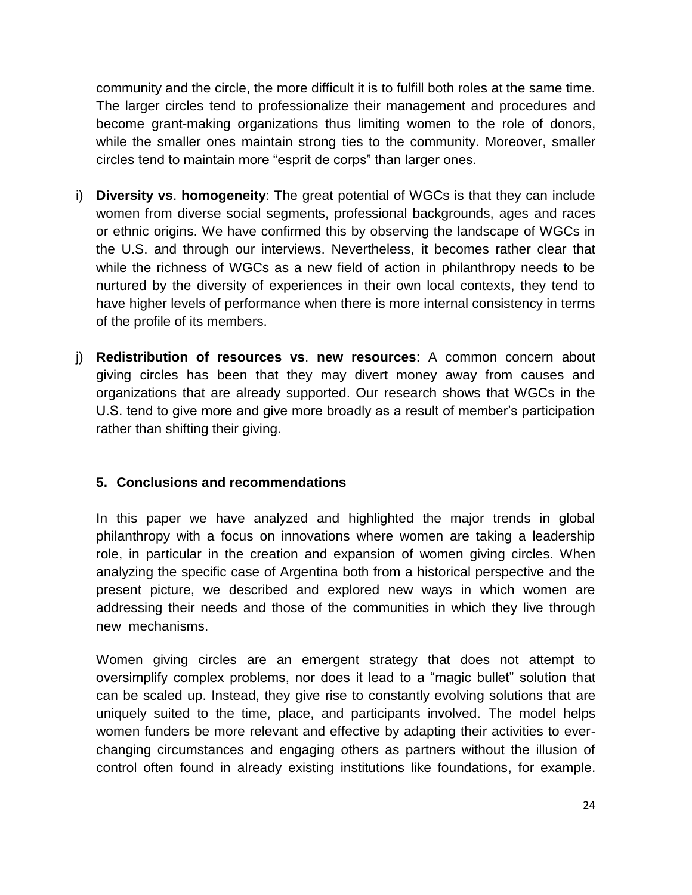community and the circle, the more difficult it is to fulfill both roles at the same time. The larger circles tend to professionalize their management and procedures and become grant-making organizations thus limiting women to the role of donors, while the smaller ones maintain strong ties to the community. Moreover, smaller circles tend to maintain more "esprit de corps" than larger ones.

i) **Diversity vs**. **homogeneity**: The great potential of WGCs is that they can include women from diverse social segments, professional backgrounds, ages and races or ethnic origins. We have confirmed this by observing the landscape of WGCs in the U.S. and through our interviews. Nevertheless, it becomes rather clear that while the richness of WGCs as a new field of action in philanthropy needs to be nurtured by the diversity of experiences in their own local contexts, they tend to have higher levels of performance when there is more internal consistency in terms of the profile of its members.

j) **Redistribution of resources vs**. **new resources**: A common concern about giving circles has been that they may divert money away from causes and organizations that are already supported. Our research shows that WGCs in the U.S. tend to give more and give more broadly as a result of member's participation rather than shifting their giving.

### 5. Conclusions and recommendations

In this paper we have analyzed and highlighted the major trends in global philanthropy with a focus on innovations where women are taking a leadership role, in particular in the creation and expansion of women giving circles. When analyzing the specific case of Argentina both from a historical perspective and the present picture, we described and explored new ways in which women are addressing their needs and those of the communities in which they live through new mechanisms.

Women giving circles are an emergent strategy that does not attempt to oversimplify complex problems, nor does it lead to a "magic bullet" solution that can be scaled up. Instead, they give rise to constantly evolving solutions that are uniquely suited to the time, place, and participants involved. The model helps women funders be more relevant and effective by adapting their activities to ever-changing circumstances and engaging others as partners without the illusion of control often found in already existing institutions like foundations, for example.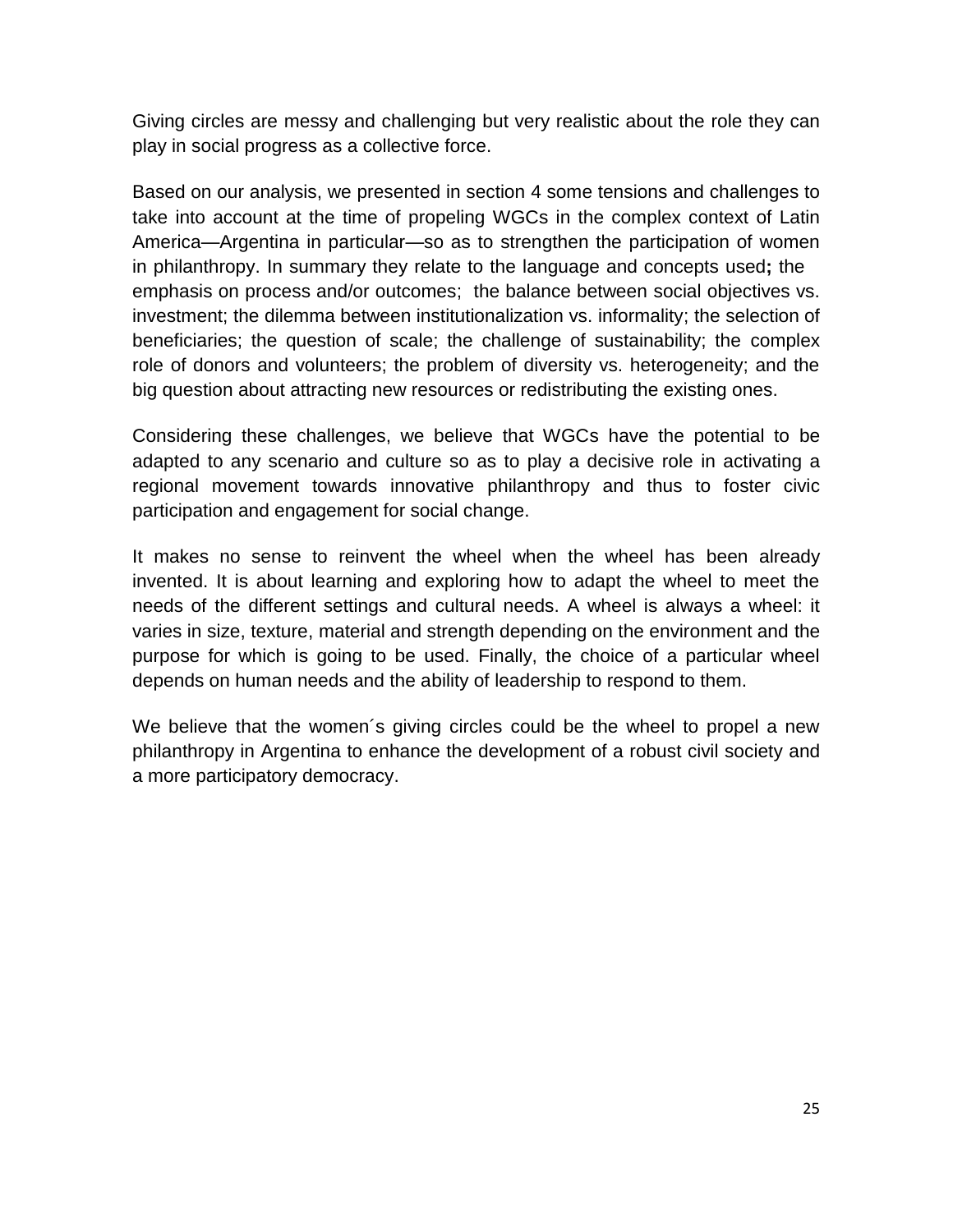Giving circles are messy and challenging but very realistic about the role they can play in social progress as a collective force.

Based on our analysis, we presented in section 4 some tensions and challenges to take into account at the time of propeling WGCs in the complex context of Latin America—Argentina in particular—so as to strengthen the participation of women in philanthropy. In summary they relate to the language and concepts used**;** the emphasis on process and/or outcomes; the balance between social objectives vs. investment; the dilemma between institutionalization vs. informality; the selection of beneficiaries; the question of scale; the challenge of sustainability; the complex role of donors and volunteers; the problem of diversity vs. heterogeneity; and the big question about attracting new resources or redistributing the existing ones.

Considering these challenges, we believe that WGCs have the potential to be adapted to any scenario and culture so as to play a decisive role in activating a regional movement towards innovative philanthropy and thus to foster civic participation and engagement for social change.

It makes no sense to reinvent the wheel when the wheel has been already invented. It is about learning and exploring how to adapt the wheel to meet the needs of the different settings and cultural needs. A wheel is always a wheel: it varies in size, texture, material and strength depending on the environment and the purpose for which is going to be used. Finally, the choice of a particular wheel depends on human needs and the ability of leadership to respond to them.

We believe that the women´s giving circles could be the wheel to propel a new philanthropy in Argentina to enhance the development of a robust civil society and a more participatory democracy.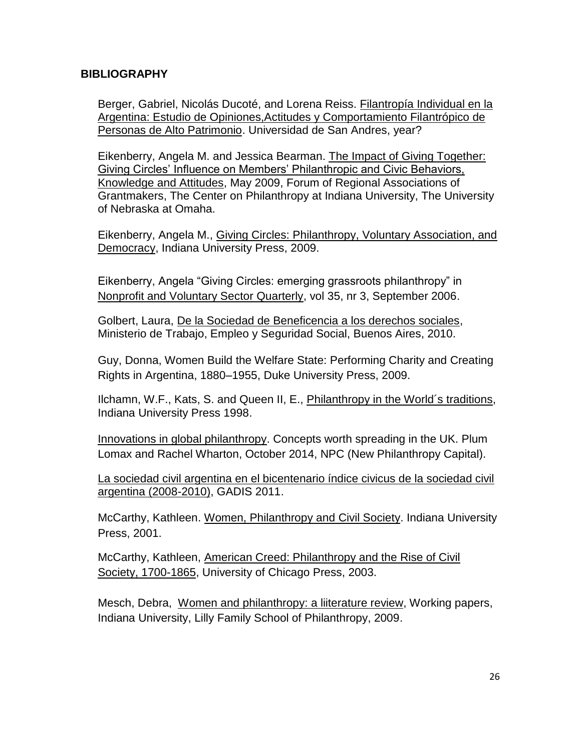## BIBLIOGRAPHY

Berger, Gabriel, Nicolás Ducoté, and Lorena Reiss. Filantropía Individual en la Argentina: Estudio de Opiniones,Actitudes y Comportamiento Filantrópico de Personas de Alto Patrimonio. Universidad de San Andres, year?

Eikenberry, Angela M. and Jessica Bearman. The Impact of Giving Together: Giving Circles' Influence on Members' Philanthropic and Civic Behaviors, Knowledge and Attitudes, May 2009, Forum of Regional Associations of Grantmakers, The Center on Philanthropy at Indiana University, The University of Nebraska at Omaha.

Eikenberry, Angela M., Giving Circles: Philanthropy, Voluntary Association, and Democracy, Indiana University Press, 2009.

Eikenberry, Angela "Giving Circles: emerging grassroots philanthropy" in Nonprofit and Voluntary Sector Quarterly, vol 35, nr 3, September 2006.

Golbert, Laura, De la Sociedad de Beneficencia a los derechos sociales, Ministerio de Trabajo, Empleo y Seguridad Social, Buenos Aires, 2010.

Guy, Donna, Women Build the Welfare State: Performing Charity and Creating Rights in Argentina, 1880–1955, Duke University Press, 2009.

Ilchamn, W.F., Kats, S. and Queen II, E., Philanthropy in the World´s traditions, Indiana University Press 1998.

Innovations in global philanthropy. Concepts worth spreading in the UK. Plum Lomax and Rachel Wharton, October 2014, NPC (New Philanthropy Capital).

La sociedad civil argentina en el bicentenario índice civicus de la sociedad civil argentina (2008-2010), GADIS 2011.

McCarthy, Kathleen. Women, Philanthropy and Civil Society. Indiana University Press, 2001.

McCarthy, Kathleen, American Creed: Philanthropy and the Rise of Civil Society, 1700-1865, University of Chicago Press, 2003.

Mesch, Debra, Women and philanthropy: a liiterature review, Working papers, Indiana University, Lilly Family School of Philanthropy, 2009.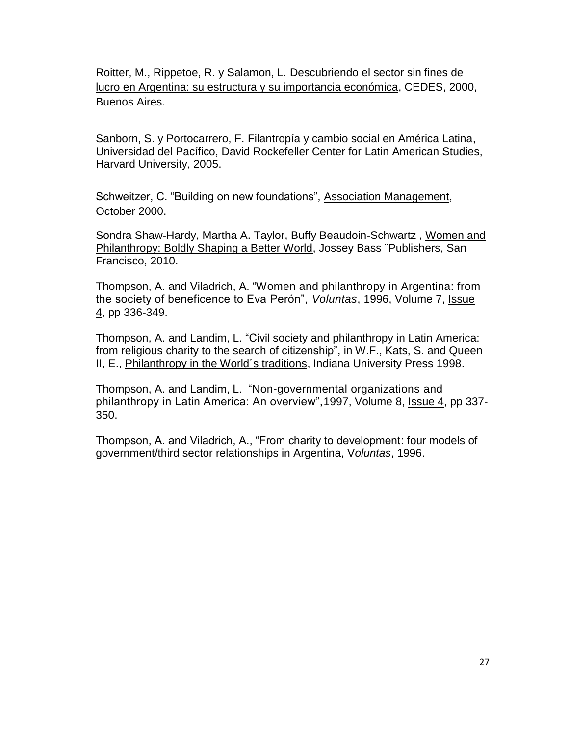Roitter, M., Rippetoe, R. y Salamon, L. Descubriendo el sector sin fines de lucro en Argentina: su estructura y su importancia económica, CEDES, 2000, Buenos Aires.

Sanborn, S. y Portocarrero, F. Filantropía y cambio social en América Latina, Universidad del Pacífico, David Rockefeller Center for Latin American Studies, Harvard University, 2005.

Schweitzer, C. "Building on new foundations", Association Management, October 2000.

Sondra Shaw-Hardy, Martha A. Taylor, Buffy Beaudoin-Schwartz , Women and Philanthropy: Boldly Shaping a Better World, Jossey Bass ¨Publishers, San Francisco, 2010.

Thompson, A. and Viladrich, A. "Women and philanthropy in Argentina: from the society of beneficence to Eva Perón", *Voluntas*, 1996, Volume 7, Issue 4, pp 336-349.

Thompson, A. and Landim, L. "Civil society and philanthropy in Latin America: from religious charity to the search of citizenship", in W.F., Kats, S. and Queen II, E., Philanthropy in the World´s traditions, Indiana University Press 1998.

Thompson, A. and Landim, L. "Non-governmental organizations and philanthropy in Latin America: An overview",1997, Volume 8, Issue 4, pp 337-350.

Thompson, A. and Viladrich, A., "From charity to development: four models of government/third sector relationships in Argentina, V*oluntas*, 1996.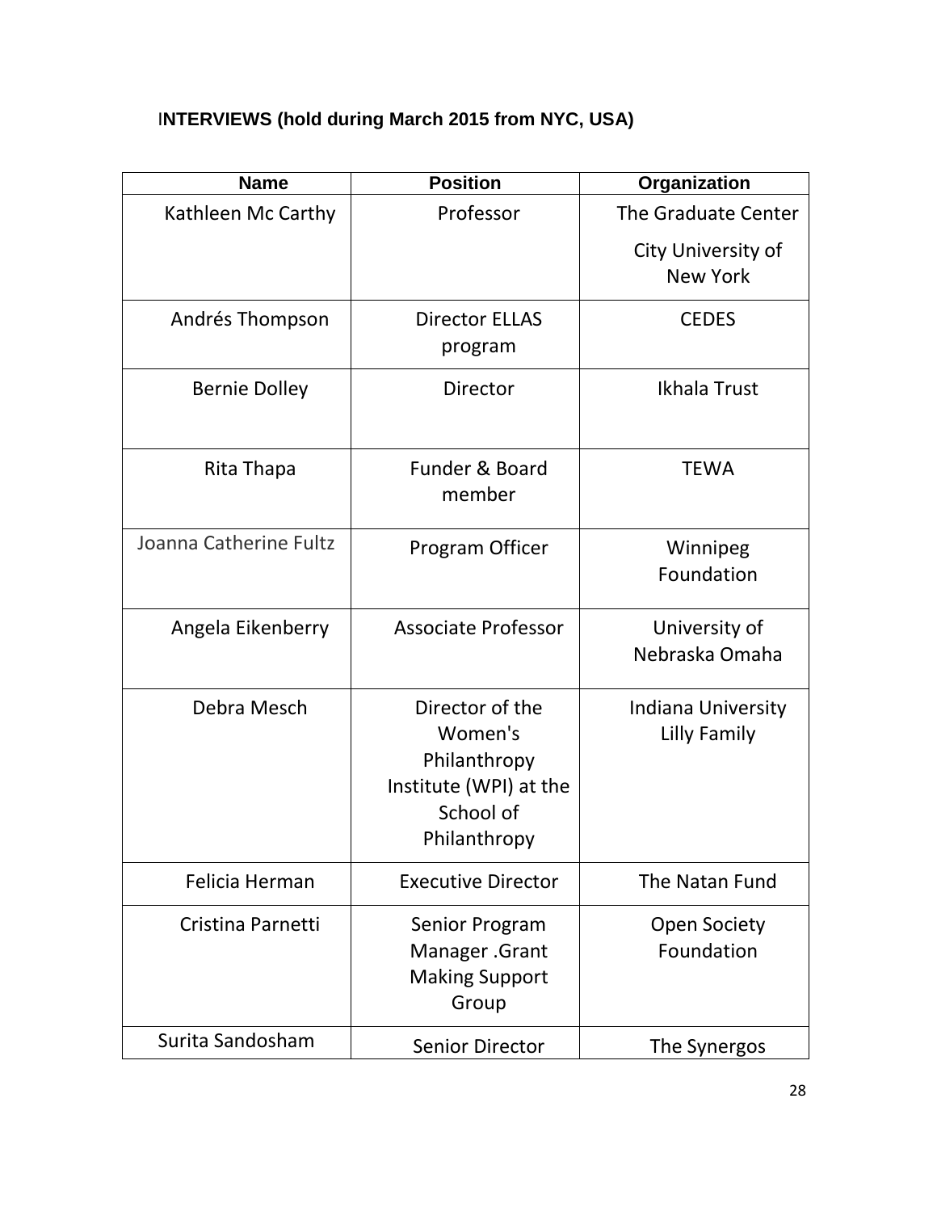**INTERVIEWS (hold during March 2015 from NYC, USA)**

| Name | Position | Organization |
|---|---|---|
| Kathleen Mc Carthy | Professor | The Graduate Center City University of New York |
| Andrés Thompson | Director ELLAS program | CEDES |
| Bernie Dolley | Director | Ikhala Trust |
| Rita Thapa | Funder & Board member | TEWA |
| Joanna Catherine Fultz | Program Officer | Winnipeg Foundation |
| Angela Eikenberry | Associate Professor | University of Nebraska Omaha |
| Debra Mesch | Director of the Women's Philanthropy Institute (WPI) at the School of Philanthropy | Indiana University Lilly Family |
| Felicia Herman | Executive Director | The Natan Fund |
| Cristina Parnetti | Senior Program Manager .Grant Making Support Group | Open Society Foundation |
| Surita Sandosham | Senior Director | The Synergos |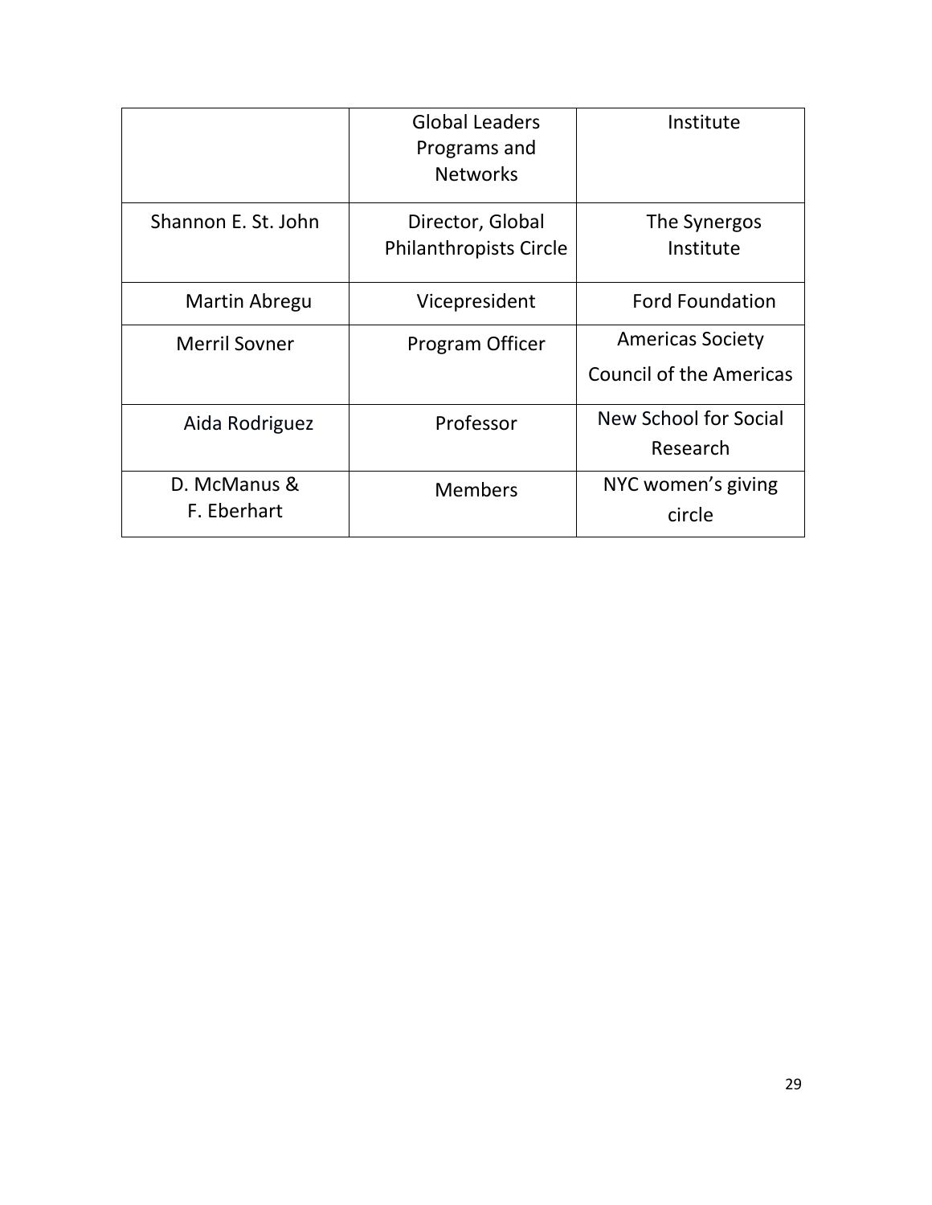| | | |
|---|---|---|
| | Global Leaders Programs and Networks | Institute |
| Shannon E. St. John | Director, Global Philanthropists Circle | The Synergos Institute |
| Martin Abregu | Vicepresident | Ford Foundation |
| Merril Sovner | Program Officer | Americas Society Council of the Americas |
| Aida Rodriguez | Professor | New School for Social Research |
| D. McManus & F. Eberhart | Members | NYC women's giving circle |